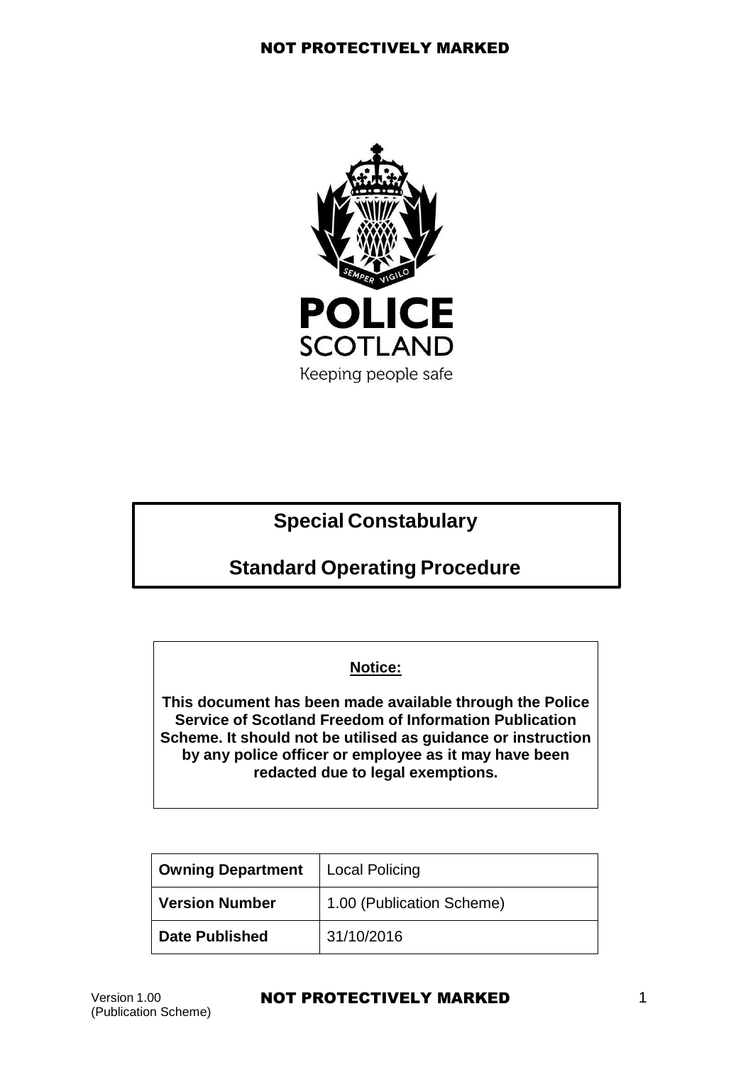# Special Constabulary

# Standard Operating Procedure

**Notice:**

**This document has been made available through the Police Service of Scotland Freedom of Information Publication Scheme. It should not be utilised as guidance or instruction by any police officer or employee as it may have been redacted due to legal exemptions.**

| **Owning Department** | Local Policing |
|---|---|
| **Version Number** | 1.00 (Publication Scheme) |
| **Date Published** | 31/10/2016 |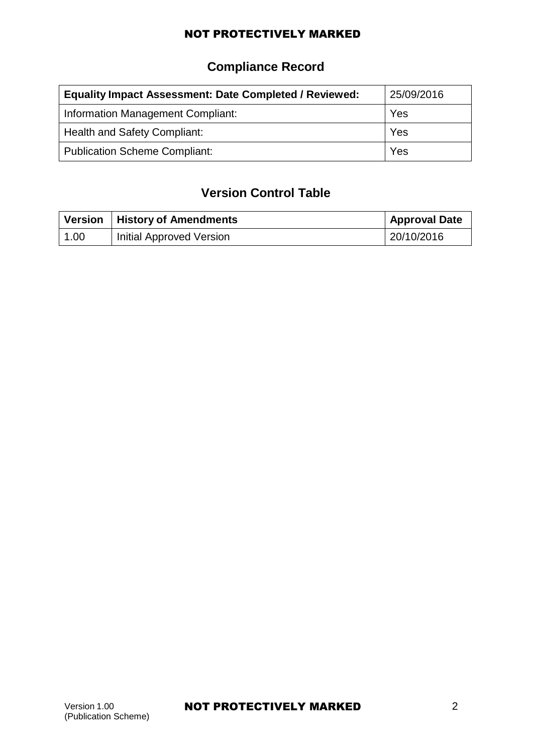## Compliance Record

| **Equality Impact Assessment: Date Completed / Reviewed:** | 25/09/2016 |
|---|---|
| Information Management Compliant: | Yes |
| Health and Safety Compliant: | Yes |
| Publication Scheme Compliant: | Yes |

## Version Control Table

| Version | History of Amendments | Approval Date |
|---|---|---|
| 1.00 | Initial Approved Version | 20/10/2016 |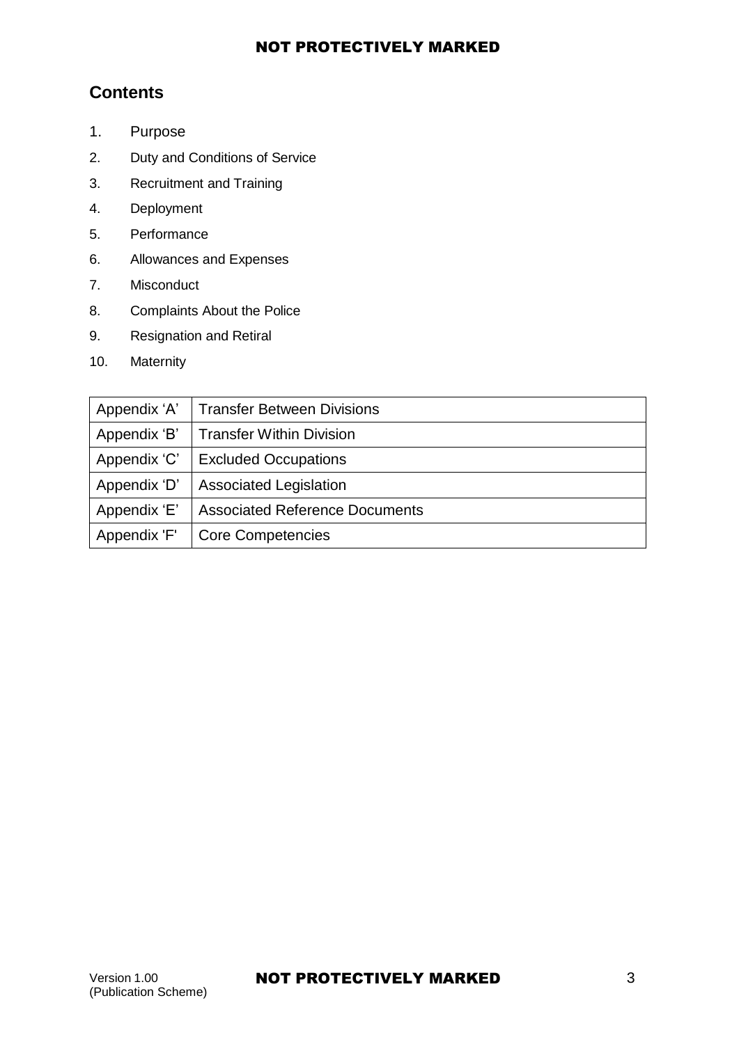## Contents

1. Purpose
2. Duty and Conditions of Service
3. Recruitment and Training
4. Deployment
5. Performance
6. Allowances and Expenses
7. Misconduct
8. Complaints About the Police
9. Resignation and Retiral
10. Maternity

| | |
|---|---|
| Appendix 'A' | Transfer Between Divisions |
| Appendix 'B' | Transfer Within Division |
| Appendix 'C' | Excluded Occupations |
| Appendix 'D' | Associated Legislation |
| Appendix 'E' | Associated Reference Documents |
| Appendix 'F' | Core Competencies |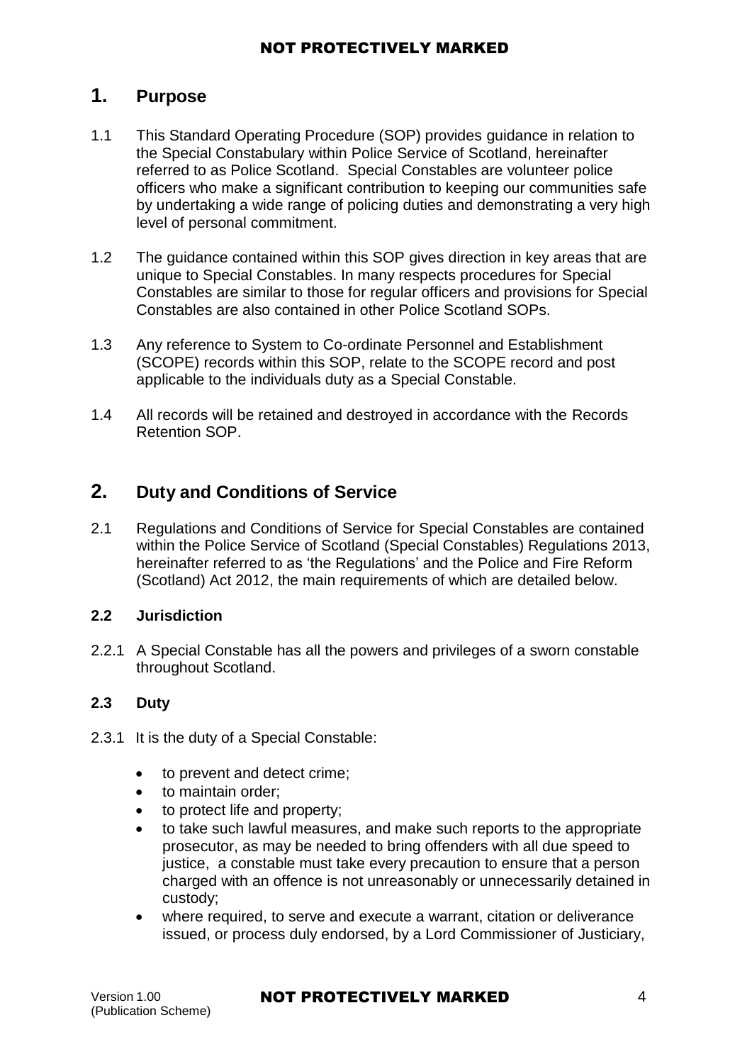# 1. Purpose

1.1 This Standard Operating Procedure (SOP) provides guidance in relation to the Special Constabulary within Police Service of Scotland, hereinafter referred to as Police Scotland. Special Constables are volunteer police officers who make a significant contribution to keeping our communities safe by undertaking a wide range of policing duties and demonstrating a very high level of personal commitment.

1.2 The guidance contained within this SOP gives direction in key areas that are unique to Special Constables. In many respects procedures for Special Constables are similar to those for regular officers and provisions for Special Constables are also contained in other Police Scotland SOPs.

1.3 Any reference to System to Co-ordinate Personnel and Establishment (SCOPE) records within this SOP, relate to the SCOPE record and post applicable to the individuals duty as a Special Constable.

1.4 All records will be retained and destroyed in accordance with the Records Retention SOP.

# 2. Duty and Conditions of Service

2.1 Regulations and Conditions of Service for Special Constables are contained within the Police Service of Scotland (Special Constables) Regulations 2013, hereinafter referred to as 'the Regulations' and the Police and Fire Reform (Scotland) Act 2012, the main requirements of which are detailed below.

### 2.2 Jurisdiction

2.2.1 A Special Constable has all the powers and privileges of a sworn constable throughout Scotland.

### 2.3 Duty

2.3.1 It is the duty of a Special Constable:

- to prevent and detect crime;
- to maintain order;
- to protect life and property;
- to take such lawful measures, and make such reports to the appropriate prosecutor, as may be needed to bring offenders with all due speed to justice, a constable must take every precaution to ensure that a person charged with an offence is not unreasonably or unnecessarily detained in custody;
- where required, to serve and execute a warrant, citation or deliverance issued, or process duly endorsed, by a Lord Commissioner of Justiciary,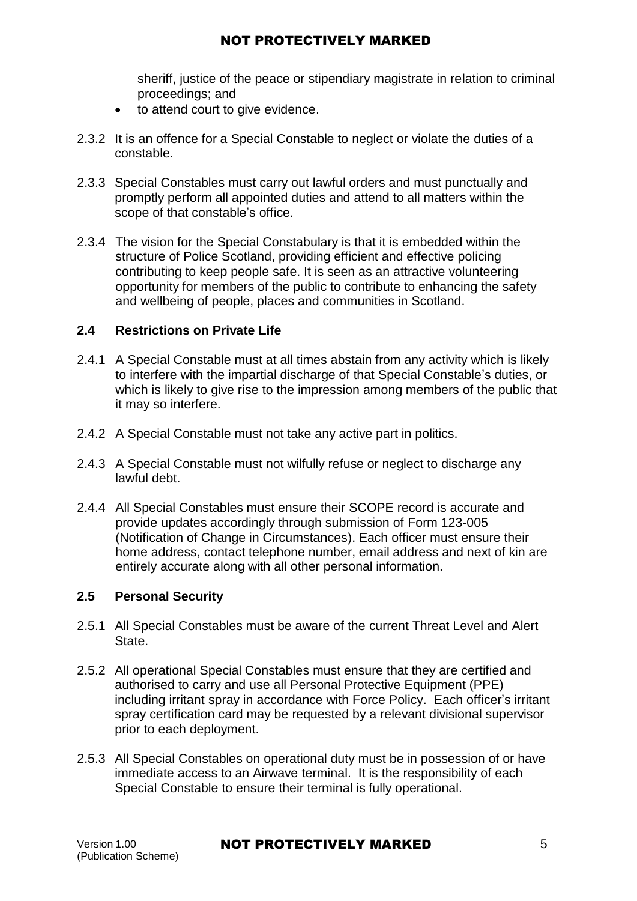sheriff, justice of the peace or stipendiary magistrate in relation to criminal proceedings; and

- to attend court to give evidence.

2.3.2 It is an offence for a Special Constable to neglect or violate the duties of a constable.

2.3.3 Special Constables must carry out lawful orders and must punctually and promptly perform all appointed duties and attend to all matters within the scope of that constable's office.

2.3.4 The vision for the Special Constabulary is that it is embedded within the structure of Police Scotland, providing efficient and effective policing contributing to keep people safe. It is seen as an attractive volunteering opportunity for members of the public to contribute to enhancing the safety and wellbeing of people, places and communities in Scotland.

### 2.4 Restrictions on Private Life

2.4.1 A Special Constable must at all times abstain from any activity which is likely to interfere with the impartial discharge of that Special Constable's duties, or which is likely to give rise to the impression among members of the public that it may so interfere.

2.4.2 A Special Constable must not take any active part in politics.

2.4.3 A Special Constable must not wilfully refuse or neglect to discharge any lawful debt.

2.4.4 All Special Constables must ensure their SCOPE record is accurate and provide updates accordingly through submission of Form 123-005 (Notification of Change in Circumstances). Each officer must ensure their home address, contact telephone number, email address and next of kin are entirely accurate along with all other personal information.

### 2.5 Personal Security

2.5.1 All Special Constables must be aware of the current Threat Level and Alert State.

2.5.2 All operational Special Constables must ensure that they are certified and authorised to carry and use all Personal Protective Equipment (PPE) including irritant spray in accordance with Force Policy. Each officer's irritant spray certification card may be requested by a relevant divisional supervisor prior to each deployment.

2.5.3 All Special Constables on operational duty must be in possession of or have immediate access to an Airwave terminal. It is the responsibility of each Special Constable to ensure their terminal is fully operational.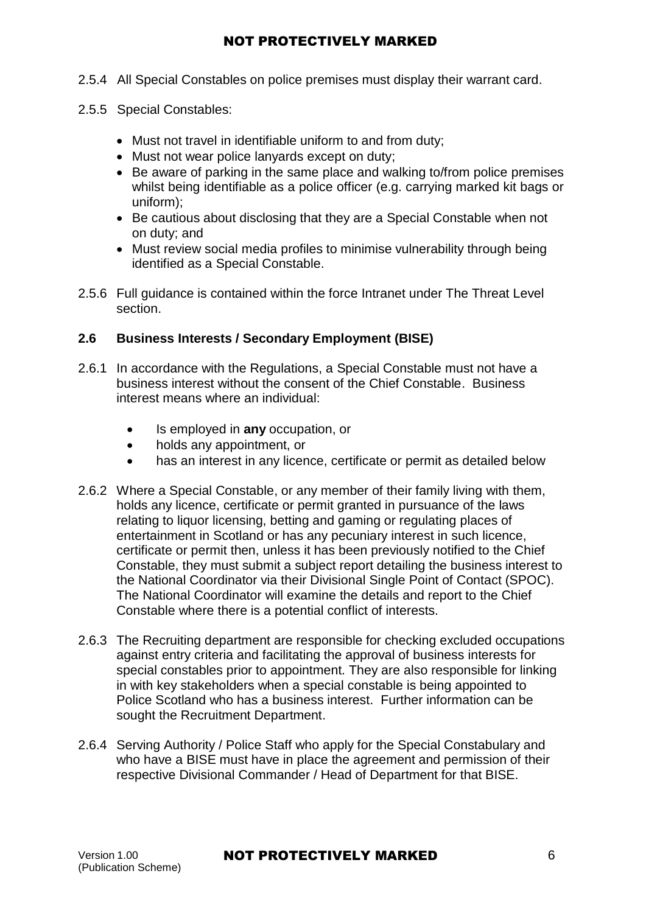2.5.4 All Special Constables on police premises must display their warrant card.

2.5.5 Special Constables:

- Must not travel in identifiable uniform to and from duty;
- Must not wear police lanyards except on duty;
- Be aware of parking in the same place and walking to/from police premises whilst being identifiable as a police officer (e.g. carrying marked kit bags or uniform);
- Be cautious about disclosing that they are a Special Constable when not on duty; and
- Must review social media profiles to minimise vulnerability through being identified as a Special Constable.

2.5.6 Full guidance is contained within the force Intranet under The Threat Level section.

### 2.6 Business Interests / Secondary Employment (BISE)

2.6.1 In accordance with the Regulations, a Special Constable must not have a business interest without the consent of the Chief Constable. Business interest means where an individual:

- Is employed in **any** occupation, or
- holds any appointment, or
- has an interest in any licence, certificate or permit as detailed below

2.6.2 Where a Special Constable, or any member of their family living with them, holds any licence, certificate or permit granted in pursuance of the laws relating to liquor licensing, betting and gaming or regulating places of entertainment in Scotland or has any pecuniary interest in such licence, certificate or permit then, unless it has been previously notified to the Chief Constable, they must submit a subject report detailing the business interest to the National Coordinator via their Divisional Single Point of Contact (SPOC). The National Coordinator will examine the details and report to the Chief Constable where there is a potential conflict of interests.

2.6.3 The Recruiting department are responsible for checking excluded occupations against entry criteria and facilitating the approval of business interests for special constables prior to appointment. They are also responsible for linking in with key stakeholders when a special constable is being appointed to Police Scotland who has a business interest. Further information can be sought the Recruitment Department.

2.6.4 Serving Authority / Police Staff who apply for the Special Constabulary and who have a BISE must have in place the agreement and permission of their respective Divisional Commander / Head of Department for that BISE.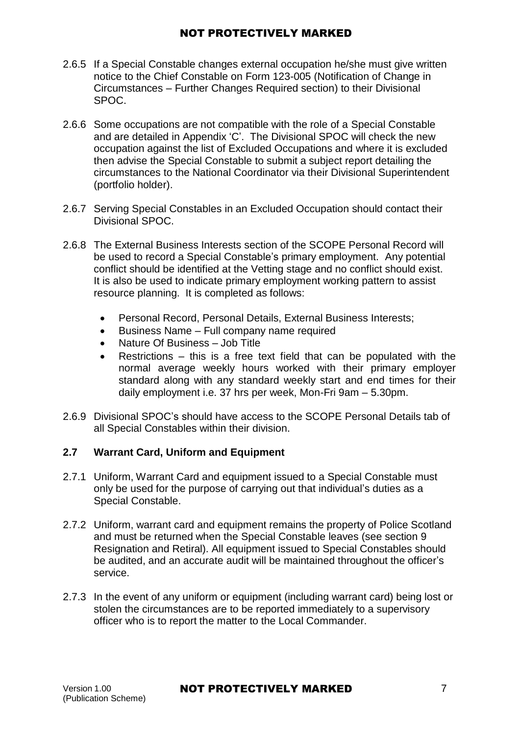2.6.5 If a Special Constable changes external occupation he/she must give written notice to the Chief Constable on Form 123-005 (Notification of Change in Circumstances – Further Changes Required section) to their Divisional SPOC.

2.6.6 Some occupations are not compatible with the role of a Special Constable and are detailed in Appendix 'C'. The Divisional SPOC will check the new occupation against the list of Excluded Occupations and where it is excluded then advise the Special Constable to submit a subject report detailing the circumstances to the National Coordinator via their Divisional Superintendent (portfolio holder).

2.6.7 Serving Special Constables in an Excluded Occupation should contact their Divisional SPOC.

2.6.8 The External Business Interests section of the SCOPE Personal Record will be used to record a Special Constable's primary employment. Any potential conflict should be identified at the Vetting stage and no conflict should exist. It is also be used to indicate primary employment working pattern to assist resource planning. It is completed as follows:

- Personal Record, Personal Details, External Business Interests;
- Business Name – Full company name required
- Nature Of Business – Job Title
- Restrictions – this is a free text field that can be populated with the normal average weekly hours worked with their primary employer standard along with any standard weekly start and end times for their daily employment i.e. 37 hrs per week, Mon-Fri 9am – 5.30pm.

2.6.9 Divisional SPOC's should have access to the SCOPE Personal Details tab of all Special Constables within their division.

## 2.7 Warrant Card, Uniform and Equipment

2.7.1 Uniform, Warrant Card and equipment issued to a Special Constable must only be used for the purpose of carrying out that individual's duties as a Special Constable.

2.7.2 Uniform, warrant card and equipment remains the property of Police Scotland and must be returned when the Special Constable leaves (see section 9 Resignation and Retiral). All equipment issued to Special Constables should be audited, and an accurate audit will be maintained throughout the officer's service.

2.7.3 In the event of any uniform or equipment (including warrant card) being lost or stolen the circumstances are to be reported immediately to a supervisory officer who is to report the matter to the Local Commander.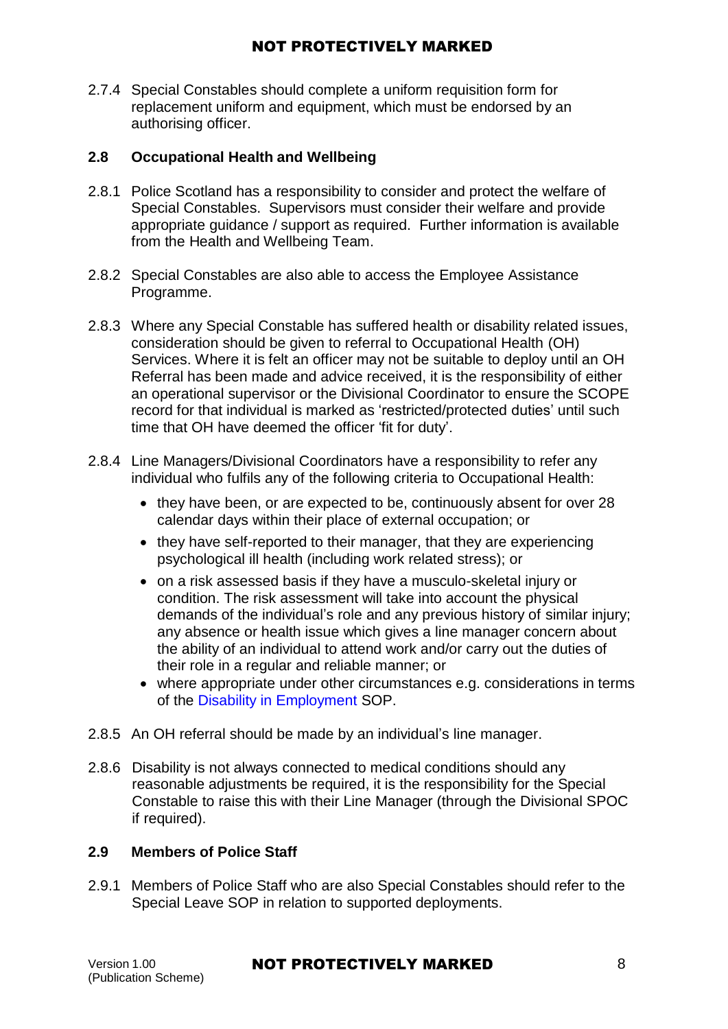2.7.4 Special Constables should complete a uniform requisition form for replacement uniform and equipment, which must be endorsed by an authorising officer.

### 2.8 Occupational Health and Wellbeing

2.8.1 Police Scotland has a responsibility to consider and protect the welfare of Special Constables. Supervisors must consider their welfare and provide appropriate guidance / support as required. Further information is available from the Health and Wellbeing Team.

2.8.2 Special Constables are also able to access the Employee Assistance Programme.

2.8.3 Where any Special Constable has suffered health or disability related issues, consideration should be given to referral to Occupational Health (OH) Services. Where it is felt an officer may not be suitable to deploy until an OH Referral has been made and advice received, it is the responsibility of either an operational supervisor or the Divisional Coordinator to ensure the SCOPE record for that individual is marked as 'restricted/protected duties' until such time that OH have deemed the officer 'fit for duty'.

2.8.4 Line Managers/Divisional Coordinators have a responsibility to refer any individual who fulfils any of the following criteria to Occupational Health:

- they have been, or are expected to be, continuously absent for over 28 calendar days within their place of external occupation; or
- they have self-reported to their manager, that they are experiencing psychological ill health (including work related stress); or
- on a risk assessed basis if they have a musculo-skeletal injury or condition. The risk assessment will take into account the physical demands of the individual's role and any previous history of similar injury; any absence or health issue which gives a line manager concern about the ability of an individual to attend work and/or carry out the duties of their role in a regular and reliable manner; or
- where appropriate under other circumstances e.g. considerations in terms of the Disability in Employment SOP.

2.8.5 An OH referral should be made by an individual's line manager.

2.8.6 Disability is not always connected to medical conditions should any reasonable adjustments be required, it is the responsibility for the Special Constable to raise this with their Line Manager (through the Divisional SPOC if required).

### 2.9 Members of Police Staff

2.9.1 Members of Police Staff who are also Special Constables should refer to the Special Leave SOP in relation to supported deployments.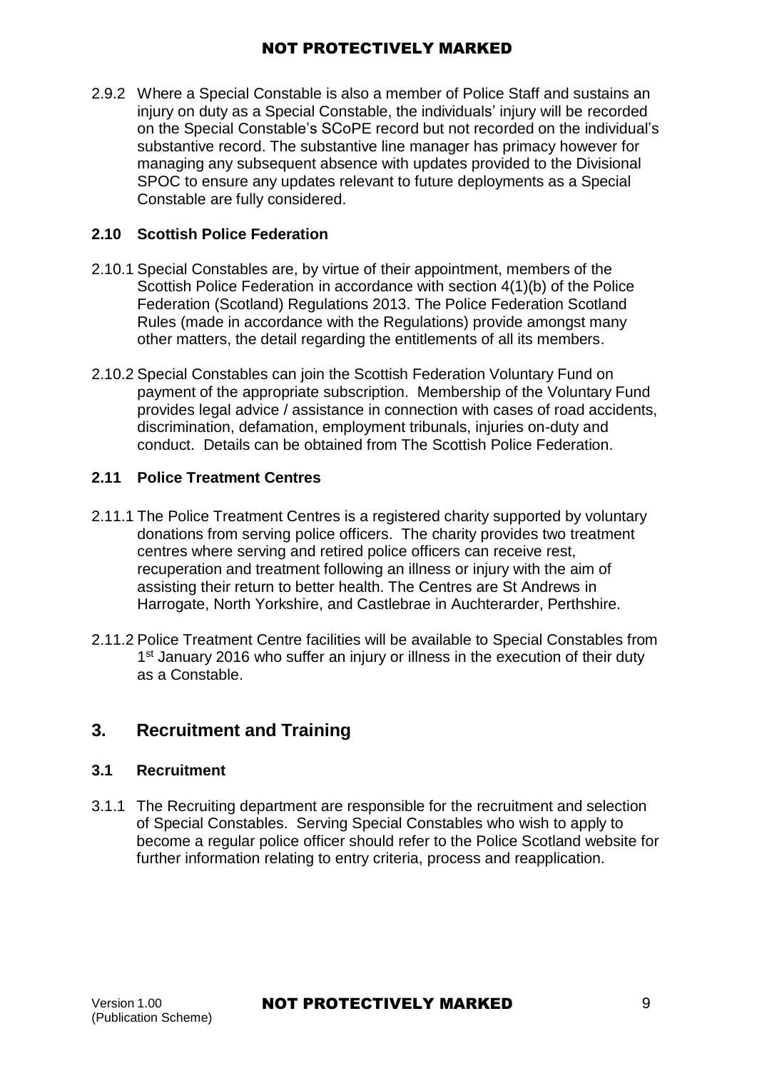2.9.2 Where a Special Constable is also a member of Police Staff and sustains an injury on duty as a Special Constable, the individuals' injury will be recorded on the Special Constable's SCoPE record but not recorded on the individual's substantive record. The substantive line manager has primacy however for managing any subsequent absence with updates provided to the Divisional SPOC to ensure any updates relevant to future deployments as a Special Constable are fully considered.

### 2.10 Scottish Police Federation

2.10.1 Special Constables are, by virtue of their appointment, members of the Scottish Police Federation in accordance with section 4(1)(b) of the Police Federation (Scotland) Regulations 2013. The Police Federation Scotland Rules (made in accordance with the Regulations) provide amongst many other matters, the detail regarding the entitlements of all its members.

2.10.2 Special Constables can join the Scottish Federation Voluntary Fund on payment of the appropriate subscription. Membership of the Voluntary Fund provides legal advice / assistance in connection with cases of road accidents, discrimination, defamation, employment tribunals, injuries on-duty and conduct. Details can be obtained from The Scottish Police Federation.

### 2.11 Police Treatment Centres

2.11.1 The Police Treatment Centres is a registered charity supported by voluntary donations from serving police officers. The charity provides two treatment centres where serving and retired police officers can receive rest, recuperation and treatment following an illness or injury with the aim of assisting their return to better health. The Centres are St Andrews in Harrogate, North Yorkshire, and Castlebrae in Auchterarder, Perthshire.

2.11.2 Police Treatment Centre facilities will be available to Special Constables from 1st January 2016 who suffer an injury or illness in the execution of their duty as a Constable.

## 3. Recruitment and Training

### 3.1 Recruitment

3.1.1 The Recruiting department are responsible for the recruitment and selection of Special Constables. Serving Special Constables who wish to apply to become a regular police officer should refer to the Police Scotland website for further information relating to entry criteria, process and reapplication.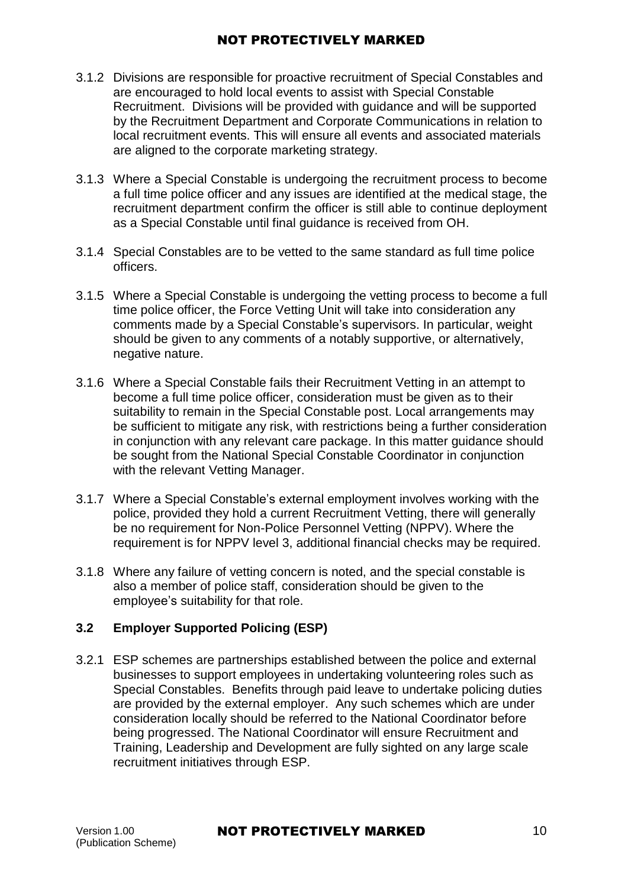3.1.2 Divisions are responsible for proactive recruitment of Special Constables and are encouraged to hold local events to assist with Special Constable Recruitment. Divisions will be provided with guidance and will be supported by the Recruitment Department and Corporate Communications in relation to local recruitment events. This will ensure all events and associated materials are aligned to the corporate marketing strategy.

3.1.3 Where a Special Constable is undergoing the recruitment process to become a full time police officer and any issues are identified at the medical stage, the recruitment department confirm the officer is still able to continue deployment as a Special Constable until final guidance is received from OH.

3.1.4 Special Constables are to be vetted to the same standard as full time police officers.

3.1.5 Where a Special Constable is undergoing the vetting process to become a full time police officer, the Force Vetting Unit will take into consideration any comments made by a Special Constable's supervisors. In particular, weight should be given to any comments of a notably supportive, or alternatively, negative nature.

3.1.6 Where a Special Constable fails their Recruitment Vetting in an attempt to become a full time police officer, consideration must be given as to their suitability to remain in the Special Constable post. Local arrangements may be sufficient to mitigate any risk, with restrictions being a further consideration in conjunction with any relevant care package. In this matter guidance should be sought from the National Special Constable Coordinator in conjunction with the relevant Vetting Manager.

3.1.7 Where a Special Constable's external employment involves working with the police, provided they hold a current Recruitment Vetting, there will generally be no requirement for Non-Police Personnel Vetting (NPPV). Where the requirement is for NPPV level 3, additional financial checks may be required.

3.1.8 Where any failure of vetting concern is noted, and the special constable is also a member of police staff, consideration should be given to the employee's suitability for that role.

### 3.2 Employer Supported Policing (ESP)

3.2.1 ESP schemes are partnerships established between the police and external businesses to support employees in undertaking volunteering roles such as Special Constables. Benefits through paid leave to undertake policing duties are provided by the external employer. Any such schemes which are under consideration locally should be referred to the National Coordinator before being progressed. The National Coordinator will ensure Recruitment and Training, Leadership and Development are fully sighted on any large scale recruitment initiatives through ESP.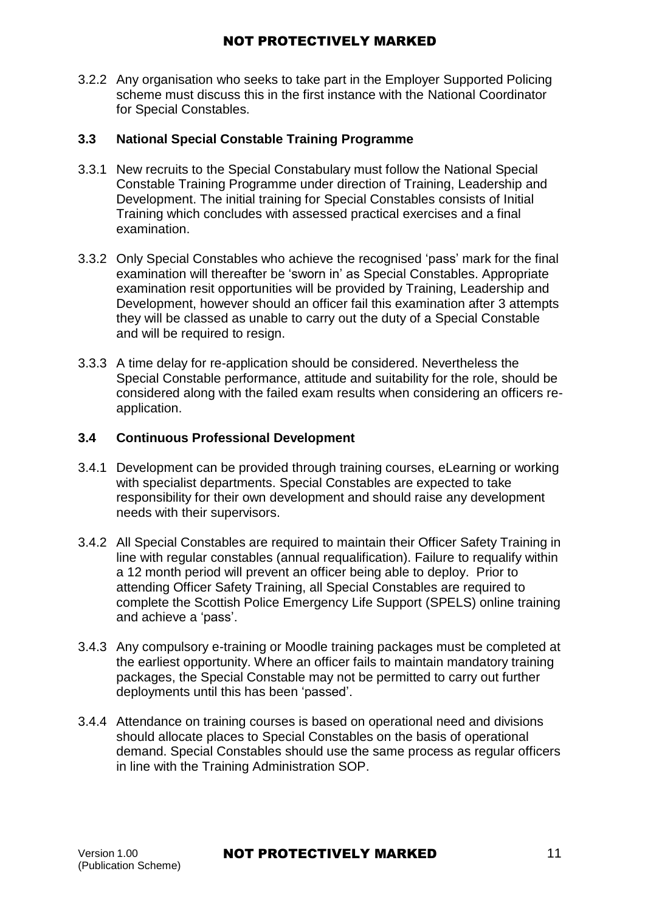3.2.2 Any organisation who seeks to take part in the Employer Supported Policing scheme must discuss this in the first instance with the National Coordinator for Special Constables.

### 3.3 National Special Constable Training Programme

3.3.1 New recruits to the Special Constabulary must follow the National Special Constable Training Programme under direction of Training, Leadership and Development. The initial training for Special Constables consists of Initial Training which concludes with assessed practical exercises and a final examination.

3.3.2 Only Special Constables who achieve the recognised 'pass' mark for the final examination will thereafter be 'sworn in' as Special Constables. Appropriate examination resit opportunities will be provided by Training, Leadership and Development, however should an officer fail this examination after 3 attempts they will be classed as unable to carry out the duty of a Special Constable and will be required to resign.

3.3.3 A time delay for re-application should be considered. Nevertheless the Special Constable performance, attitude and suitability for the role, should be considered along with the failed exam results when considering an officers re-application.

### 3.4 Continuous Professional Development

3.4.1 Development can be provided through training courses, eLearning or working with specialist departments. Special Constables are expected to take responsibility for their own development and should raise any development needs with their supervisors.

3.4.2 All Special Constables are required to maintain their Officer Safety Training in line with regular constables (annual requalification). Failure to requalify within a 12 month period will prevent an officer being able to deploy. Prior to attending Officer Safety Training, all Special Constables are required to complete the Scottish Police Emergency Life Support (SPELS) online training and achieve a 'pass'.

3.4.3 Any compulsory e-training or Moodle training packages must be completed at the earliest opportunity. Where an officer fails to maintain mandatory training packages, the Special Constable may not be permitted to carry out further deployments until this has been 'passed'.

3.4.4 Attendance on training courses is based on operational need and divisions should allocate places to Special Constables on the basis of operational demand. Special Constables should use the same process as regular officers in line with the Training Administration SOP.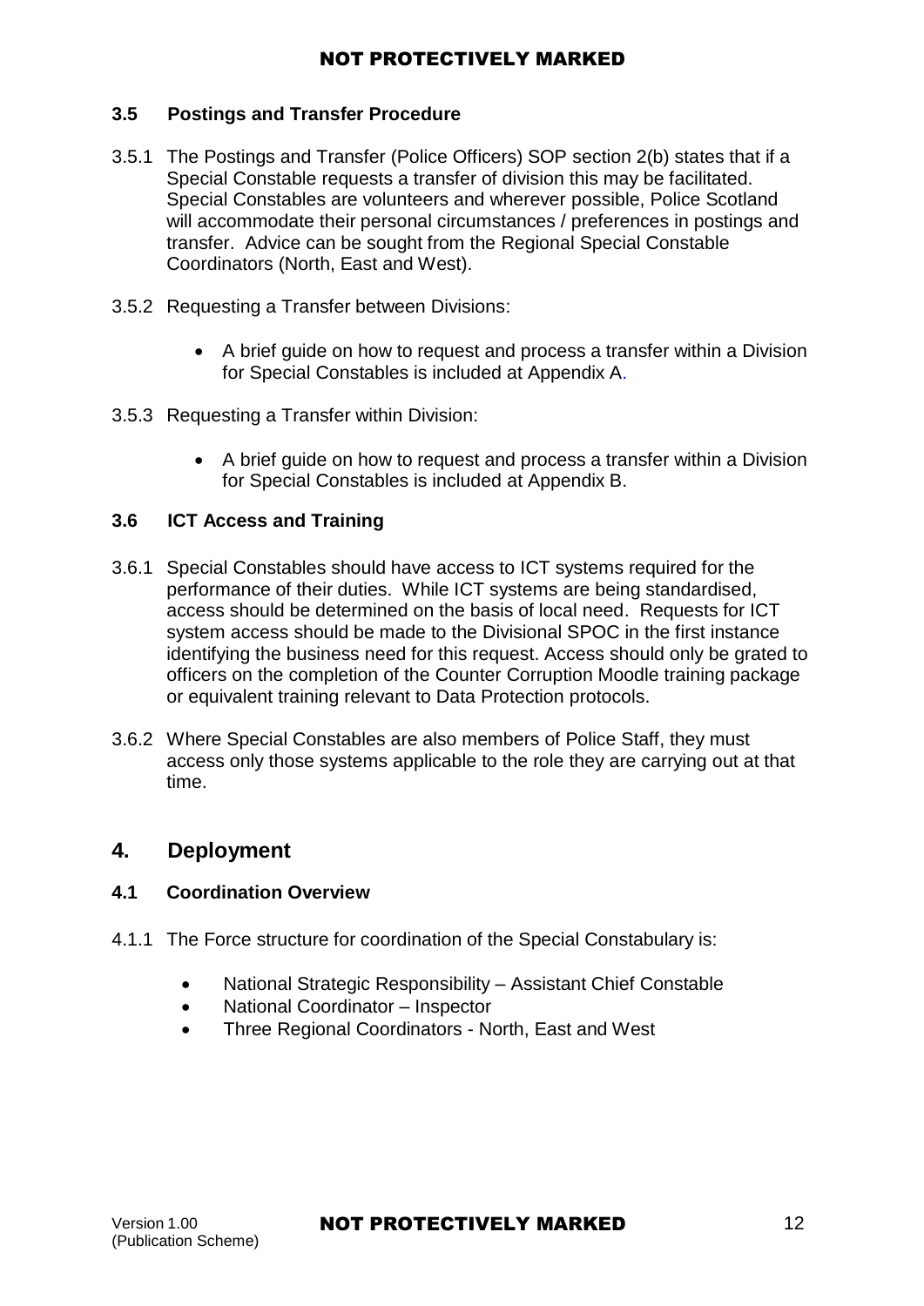### 3.5 Postings and Transfer Procedure

3.5.1 The Postings and Transfer (Police Officers) SOP section 2(b) states that if a Special Constable requests a transfer of division this may be facilitated. Special Constables are volunteers and wherever possible, Police Scotland will accommodate their personal circumstances / preferences in postings and transfer. Advice can be sought from the Regional Special Constable Coordinators (North, East and West).

3.5.2 Requesting a Transfer between Divisions:

- A brief guide on how to request and process a transfer within a Division for Special Constables is included at Appendix A.

3.5.3 Requesting a Transfer within Division:

- A brief guide on how to request and process a transfer within a Division for Special Constables is included at Appendix B.

### 3.6 ICT Access and Training

3.6.1 Special Constables should have access to ICT systems required for the performance of their duties. While ICT systems are being standardised, access should be determined on the basis of local need. Requests for ICT system access should be made to the Divisional SPOC in the first instance identifying the business need for this request. Access should only be grated to officers on the completion of the Counter Corruption Moodle training package or equivalent training relevant to Data Protection protocols.

3.6.2 Where Special Constables are also members of Police Staff, they must access only those systems applicable to the role they are carrying out at that time.

## 4. Deployment

### 4.1 Coordination Overview

4.1.1 The Force structure for coordination of the Special Constabulary is:

- National Strategic Responsibility – Assistant Chief Constable
- National Coordinator – Inspector
- Three Regional Coordinators - North, East and West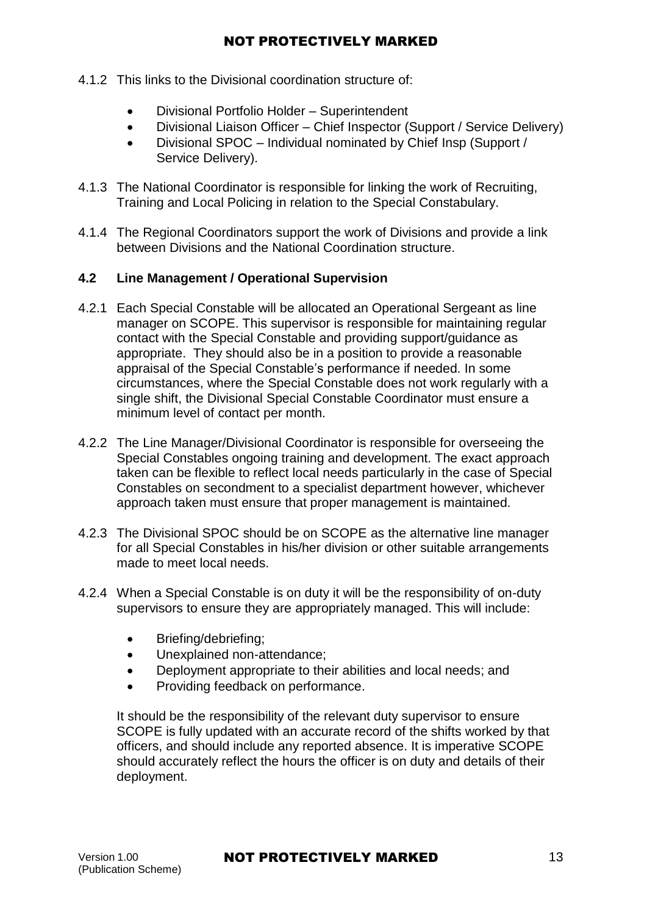4.1.2 This links to the Divisional coordination structure of:

- Divisional Portfolio Holder – Superintendent
- Divisional Liaison Officer – Chief Inspector (Support / Service Delivery)
- Divisional SPOC – Individual nominated by Chief Insp (Support / Service Delivery).

4.1.3 The National Coordinator is responsible for linking the work of Recruiting, Training and Local Policing in relation to the Special Constabulary.

4.1.4 The Regional Coordinators support the work of Divisions and provide a link between Divisions and the National Coordination structure.

### 4.2 Line Management / Operational Supervision

4.2.1 Each Special Constable will be allocated an Operational Sergeant as line manager on SCOPE. This supervisor is responsible for maintaining regular contact with the Special Constable and providing support/guidance as appropriate. They should also be in a position to provide a reasonable appraisal of the Special Constable's performance if needed. In some circumstances, where the Special Constable does not work regularly with a single shift, the Divisional Special Constable Coordinator must ensure a minimum level of contact per month.

4.2.2 The Line Manager/Divisional Coordinator is responsible for overseeing the Special Constables ongoing training and development. The exact approach taken can be flexible to reflect local needs particularly in the case of Special Constables on secondment to a specialist department however, whichever approach taken must ensure that proper management is maintained.

4.2.3 The Divisional SPOC should be on SCOPE as the alternative line manager for all Special Constables in his/her division or other suitable arrangements made to meet local needs.

4.2.4 When a Special Constable is on duty it will be the responsibility of on-duty supervisors to ensure they are appropriately managed. This will include:

- Briefing/debriefing;
- Unexplained non-attendance;
- Deployment appropriate to their abilities and local needs; and
- Providing feedback on performance.

It should be the responsibility of the relevant duty supervisor to ensure SCOPE is fully updated with an accurate record of the shifts worked by that officers, and should include any reported absence. It is imperative SCOPE should accurately reflect the hours the officer is on duty and details of their deployment.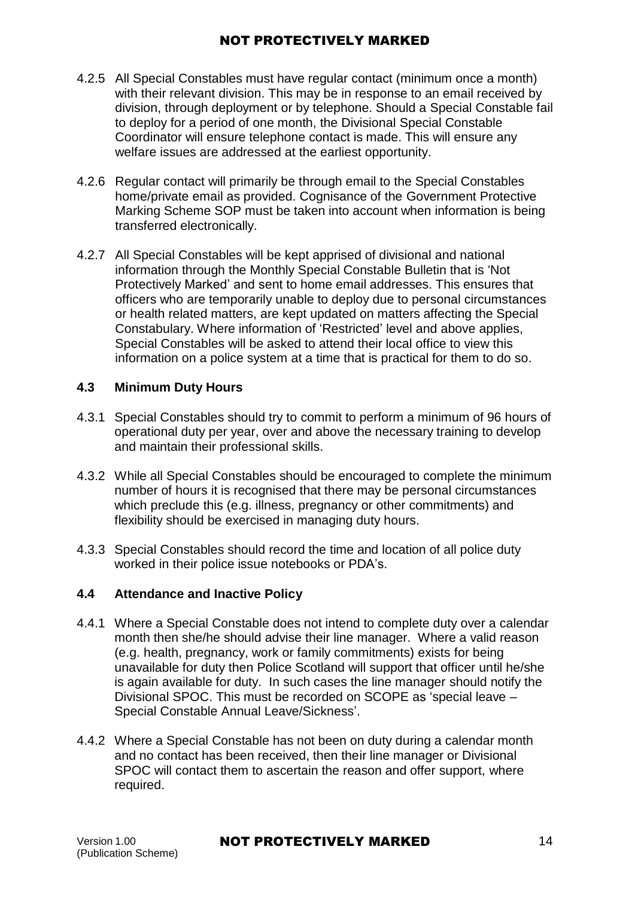4.2.5 All Special Constables must have regular contact (minimum once a month) with their relevant division. This may be in response to an email received by division, through deployment or by telephone. Should a Special Constable fail to deploy for a period of one month, the Divisional Special Constable Coordinator will ensure telephone contact is made. This will ensure any welfare issues are addressed at the earliest opportunity.

4.2.6 Regular contact will primarily be through email to the Special Constables home/private email as provided. Cognisance of the Government Protective Marking Scheme SOP must be taken into account when information is being transferred electronically.

4.2.7 All Special Constables will be kept apprised of divisional and national information through the Monthly Special Constable Bulletin that is 'Not Protectively Marked' and sent to home email addresses. This ensures that officers who are temporarily unable to deploy due to personal circumstances or health related matters, are kept updated on matters affecting the Special Constabulary. Where information of 'Restricted' level and above applies, Special Constables will be asked to attend their local office to view this information on a police system at a time that is practical for them to do so.

### 4.3 Minimum Duty Hours

4.3.1 Special Constables should try to commit to perform a minimum of 96 hours of operational duty per year, over and above the necessary training to develop and maintain their professional skills.

4.3.2 While all Special Constables should be encouraged to complete the minimum number of hours it is recognised that there may be personal circumstances which preclude this (e.g. illness, pregnancy or other commitments) and flexibility should be exercised in managing duty hours.

4.3.3 Special Constables should record the time and location of all police duty worked in their police issue notebooks or PDA's.

### 4.4 Attendance and Inactive Policy

4.4.1 Where a Special Constable does not intend to complete duty over a calendar month then she/he should advise their line manager. Where a valid reason (e.g. health, pregnancy, work or family commitments) exists for being unavailable for duty then Police Scotland will support that officer until he/she is again available for duty. In such cases the line manager should notify the Divisional SPOC. This must be recorded on SCOPE as 'special leave – Special Constable Annual Leave/Sickness'.

4.4.2 Where a Special Constable has not been on duty during a calendar month and no contact has been received, then their line manager or Divisional SPOC will contact them to ascertain the reason and offer support, where required.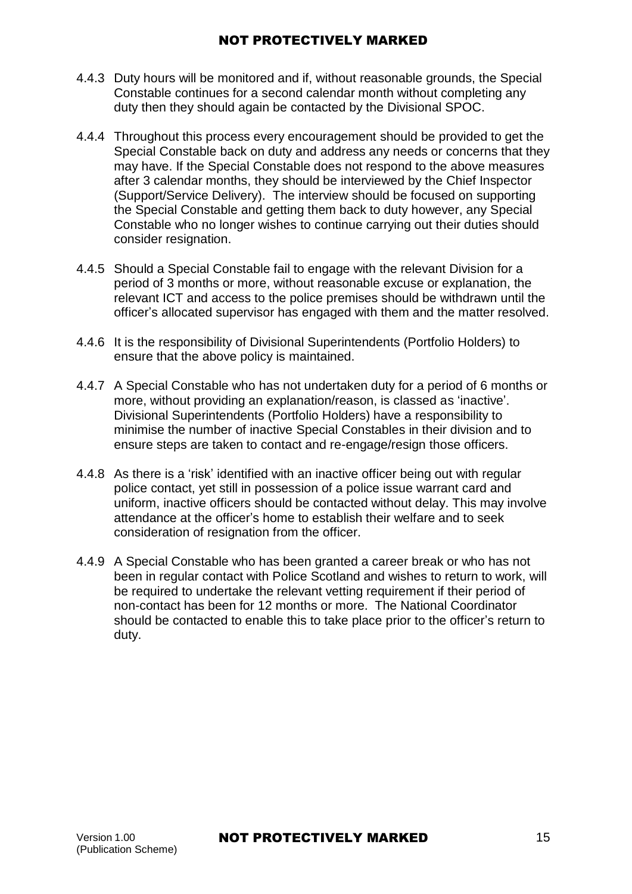4.4.3 Duty hours will be monitored and if, without reasonable grounds, the Special Constable continues for a second calendar month without completing any duty then they should again be contacted by the Divisional SPOC.

4.4.4 Throughout this process every encouragement should be provided to get the Special Constable back on duty and address any needs or concerns that they may have. If the Special Constable does not respond to the above measures after 3 calendar months, they should be interviewed by the Chief Inspector (Support/Service Delivery). The interview should be focused on supporting the Special Constable and getting them back to duty however, any Special Constable who no longer wishes to continue carrying out their duties should consider resignation.

4.4.5 Should a Special Constable fail to engage with the relevant Division for a period of 3 months or more, without reasonable excuse or explanation, the relevant ICT and access to the police premises should be withdrawn until the officer's allocated supervisor has engaged with them and the matter resolved.

4.4.6 It is the responsibility of Divisional Superintendents (Portfolio Holders) to ensure that the above policy is maintained.

4.4.7 A Special Constable who has not undertaken duty for a period of 6 months or more, without providing an explanation/reason, is classed as 'inactive'. Divisional Superintendents (Portfolio Holders) have a responsibility to minimise the number of inactive Special Constables in their division and to ensure steps are taken to contact and re-engage/resign those officers.

4.4.8 As there is a 'risk' identified with an inactive officer being out with regular police contact, yet still in possession of a police issue warrant card and uniform, inactive officers should be contacted without delay. This may involve attendance at the officer's home to establish their welfare and to seek consideration of resignation from the officer.

4.4.9 A Special Constable who has been granted a career break or who has not been in regular contact with Police Scotland and wishes to return to work, will be required to undertake the relevant vetting requirement if their period of non-contact has been for 12 months or more. The National Coordinator should be contacted to enable this to take place prior to the officer's return to duty.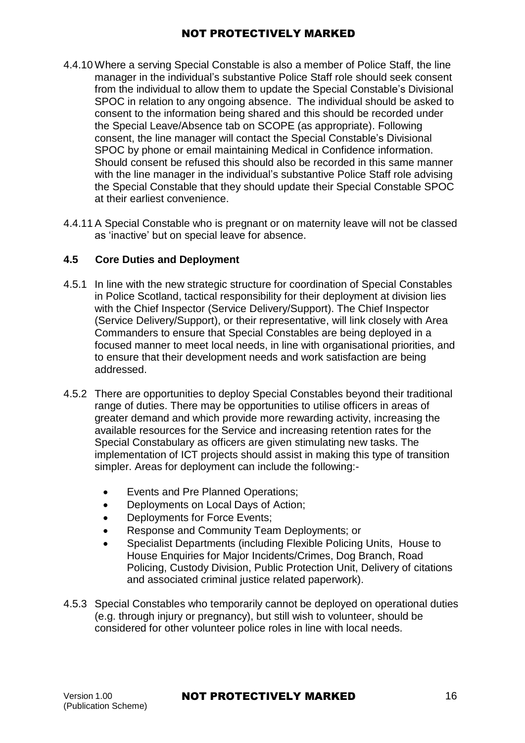4.4.10 Where a serving Special Constable is also a member of Police Staff, the line manager in the individual's substantive Police Staff role should seek consent from the individual to allow them to update the Special Constable's Divisional SPOC in relation to any ongoing absence. The individual should be asked to consent to the information being shared and this should be recorded under the Special Leave/Absence tab on SCOPE (as appropriate). Following consent, the line manager will contact the Special Constable's Divisional SPOC by phone or email maintaining Medical in Confidence information. Should consent be refused this should also be recorded in this same manner with the line manager in the individual's substantive Police Staff role advising the Special Constable that they should update their Special Constable SPOC at their earliest convenience.

4.4.11 A Special Constable who is pregnant or on maternity leave will not be classed as 'inactive' but on special leave for absence.

### 4.5 Core Duties and Deployment

4.5.1 In line with the new strategic structure for coordination of Special Constables in Police Scotland, tactical responsibility for their deployment at division lies with the Chief Inspector (Service Delivery/Support). The Chief Inspector (Service Delivery/Support), or their representative, will link closely with Area Commanders to ensure that Special Constables are being deployed in a focused manner to meet local needs, in line with organisational priorities, and to ensure that their development needs and work satisfaction are being addressed.

4.5.2 There are opportunities to deploy Special Constables beyond their traditional range of duties. There may be opportunities to utilise officers in areas of greater demand and which provide more rewarding activity, increasing the available resources for the Service and increasing retention rates for the Special Constabulary as officers are given stimulating new tasks. The implementation of ICT projects should assist in making this type of transition simpler. Areas for deployment can include the following:-

- Events and Pre Planned Operations;
- Deployments on Local Days of Action;
- Deployments for Force Events;
- Response and Community Team Deployments; or
- Specialist Departments (including Flexible Policing Units, House to House Enquiries for Major Incidents/Crimes, Dog Branch, Road Policing, Custody Division, Public Protection Unit, Delivery of citations and associated criminal justice related paperwork).

4.5.3 Special Constables who temporarily cannot be deployed on operational duties (e.g. through injury or pregnancy), but still wish to volunteer, should be considered for other volunteer police roles in line with local needs.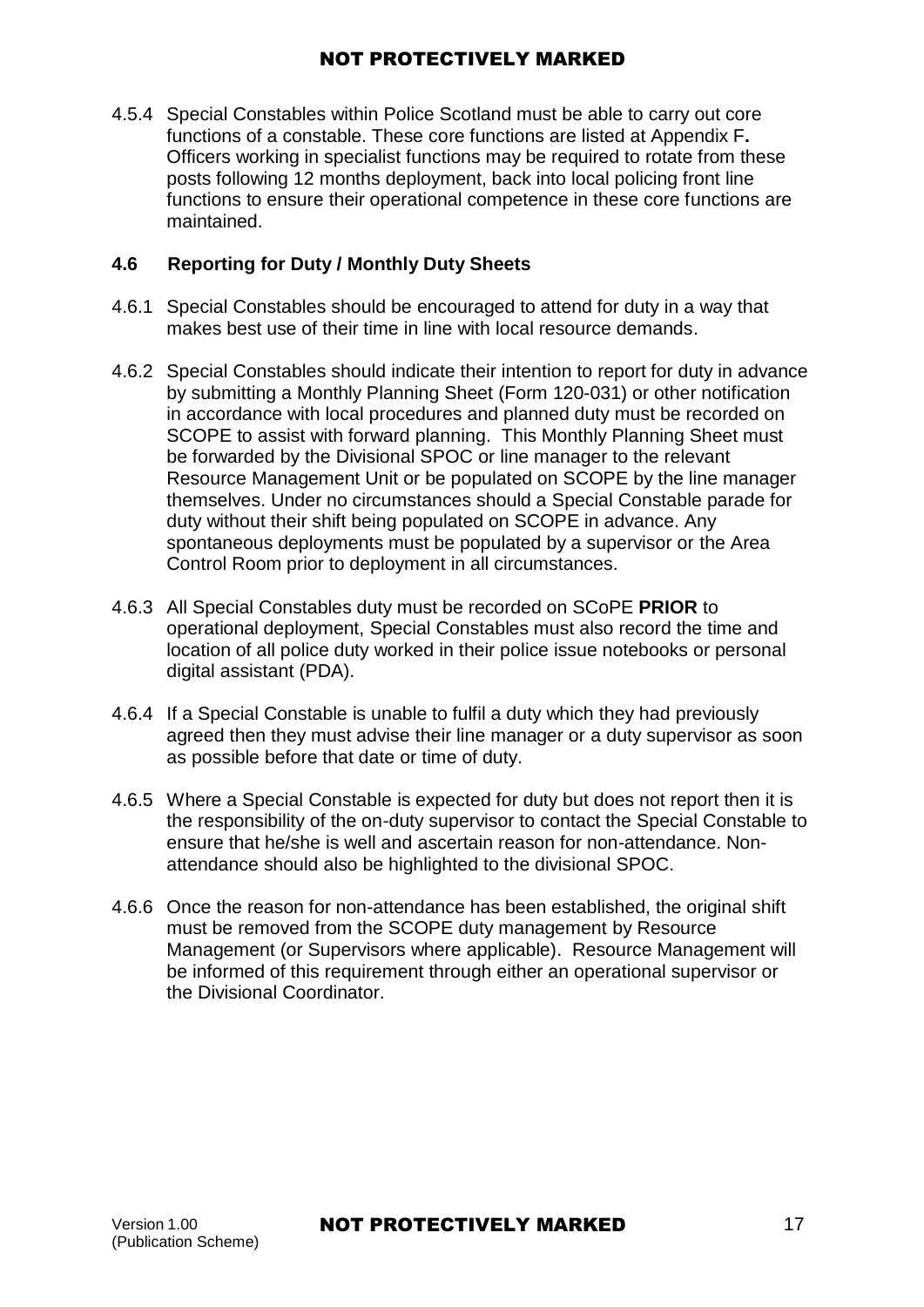4.5.4 Special Constables within Police Scotland must be able to carry out core functions of a constable. These core functions are listed at Appendix F**.** Officers working in specialist functions may be required to rotate from these posts following 12 months deployment, back into local policing front line functions to ensure their operational competence in these core functions are maintained.

## 4.6 Reporting for Duty / Monthly Duty Sheets

4.6.1 Special Constables should be encouraged to attend for duty in a way that makes best use of their time in line with local resource demands.

4.6.2 Special Constables should indicate their intention to report for duty in advance by submitting a Monthly Planning Sheet (Form 120-031) or other notification in accordance with local procedures and planned duty must be recorded on SCOPE to assist with forward planning. This Monthly Planning Sheet must be forwarded by the Divisional SPOC or line manager to the relevant Resource Management Unit or be populated on SCOPE by the line manager themselves. Under no circumstances should a Special Constable parade for duty without their shift being populated on SCOPE in advance. Any spontaneous deployments must be populated by a supervisor or the Area Control Room prior to deployment in all circumstances.

4.6.3 All Special Constables duty must be recorded on SCoPE **PRIOR** to operational deployment, Special Constables must also record the time and location of all police duty worked in their police issue notebooks or personal digital assistant (PDA).

4.6.4 If a Special Constable is unable to fulfil a duty which they had previously agreed then they must advise their line manager or a duty supervisor as soon as possible before that date or time of duty.

4.6.5 Where a Special Constable is expected for duty but does not report then it is the responsibility of the on-duty supervisor to contact the Special Constable to ensure that he/she is well and ascertain reason for non-attendance. Non-attendance should also be highlighted to the divisional SPOC.

4.6.6 Once the reason for non-attendance has been established, the original shift must be removed from the SCOPE duty management by Resource Management (or Supervisors where applicable). Resource Management will be informed of this requirement through either an operational supervisor or the Divisional Coordinator.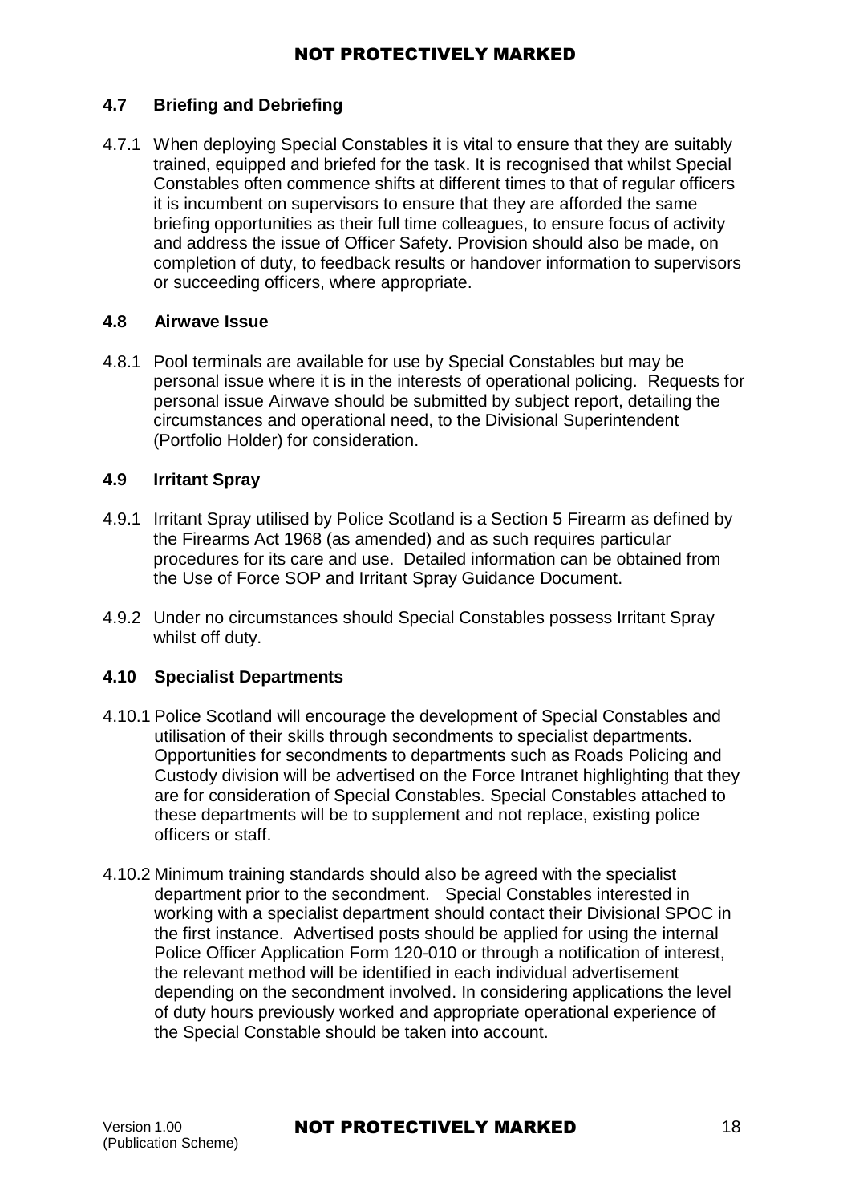### 4.7 Briefing and Debriefing

4.7.1 When deploying Special Constables it is vital to ensure that they are suitably trained, equipped and briefed for the task. It is recognised that whilst Special Constables often commence shifts at different times to that of regular officers it is incumbent on supervisors to ensure that they are afforded the same briefing opportunities as their full time colleagues, to ensure focus of activity and address the issue of Officer Safety. Provision should also be made, on completion of duty, to feedback results or handover information to supervisors or succeeding officers, where appropriate.

### 4.8 Airwave Issue

4.8.1 Pool terminals are available for use by Special Constables but may be personal issue where it is in the interests of operational policing. Requests for personal issue Airwave should be submitted by subject report, detailing the circumstances and operational need, to the Divisional Superintendent (Portfolio Holder) for consideration.

### 4.9 Irritant Spray

4.9.1 Irritant Spray utilised by Police Scotland is a Section 5 Firearm as defined by the Firearms Act 1968 (as amended) and as such requires particular procedures for its care and use. Detailed information can be obtained from the Use of Force SOP and Irritant Spray Guidance Document.

4.9.2 Under no circumstances should Special Constables possess Irritant Spray whilst off duty.

### 4.10 Specialist Departments

4.10.1 Police Scotland will encourage the development of Special Constables and utilisation of their skills through secondments to specialist departments. Opportunities for secondments to departments such as Roads Policing and Custody division will be advertised on the Force Intranet highlighting that they are for consideration of Special Constables. Special Constables attached to these departments will be to supplement and not replace, existing police officers or staff.

4.10.2 Minimum training standards should also be agreed with the specialist department prior to the secondment. Special Constables interested in working with a specialist department should contact their Divisional SPOC in the first instance. Advertised posts should be applied for using the internal Police Officer Application Form 120-010 or through a notification of interest, the relevant method will be identified in each individual advertisement depending on the secondment involved. In considering applications the level of duty hours previously worked and appropriate operational experience of the Special Constable should be taken into account.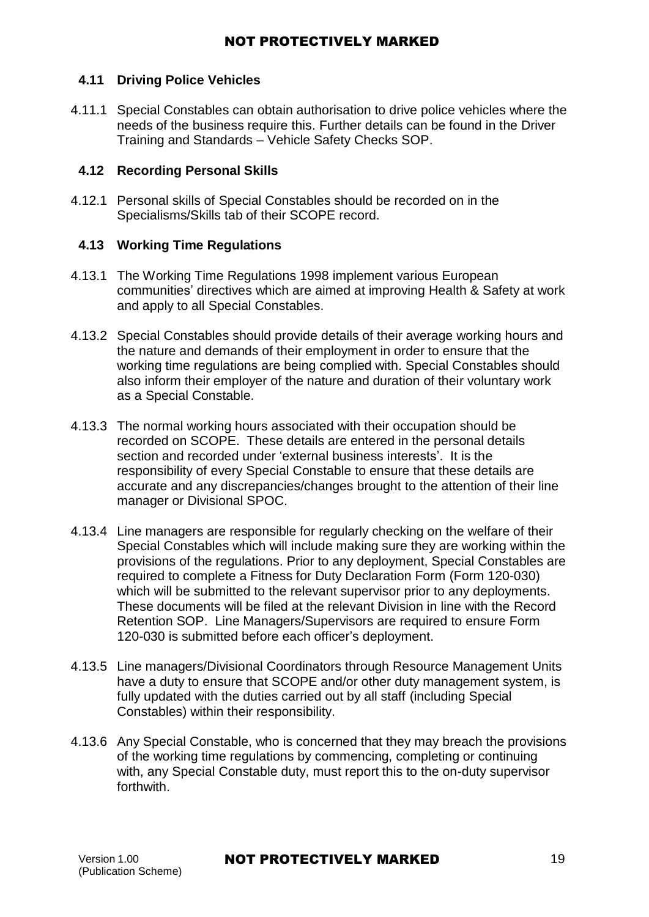### 4.11 Driving Police Vehicles

4.11.1 Special Constables can obtain authorisation to drive police vehicles where the needs of the business require this. Further details can be found in the Driver Training and Standards – Vehicle Safety Checks SOP.

### 4.12 Recording Personal Skills

4.12.1 Personal skills of Special Constables should be recorded on in the Specialisms/Skills tab of their SCOPE record.

### 4.13 Working Time Regulations

4.13.1 The Working Time Regulations 1998 implement various European communities' directives which are aimed at improving Health & Safety at work and apply to all Special Constables.

4.13.2 Special Constables should provide details of their average working hours and the nature and demands of their employment in order to ensure that the working time regulations are being complied with. Special Constables should also inform their employer of the nature and duration of their voluntary work as a Special Constable.

4.13.3 The normal working hours associated with their occupation should be recorded on SCOPE. These details are entered in the personal details section and recorded under 'external business interests'. It is the responsibility of every Special Constable to ensure that these details are accurate and any discrepancies/changes brought to the attention of their line manager or Divisional SPOC.

4.13.4 Line managers are responsible for regularly checking on the welfare of their Special Constables which will include making sure they are working within the provisions of the regulations. Prior to any deployment, Special Constables are required to complete a Fitness for Duty Declaration Form (Form 120-030) which will be submitted to the relevant supervisor prior to any deployments. These documents will be filed at the relevant Division in line with the Record Retention SOP. Line Managers/Supervisors are required to ensure Form 120-030 is submitted before each officer's deployment.

4.13.5 Line managers/Divisional Coordinators through Resource Management Units have a duty to ensure that SCOPE and/or other duty management system, is fully updated with the duties carried out by all staff (including Special Constables) within their responsibility.

4.13.6 Any Special Constable, who is concerned that they may breach the provisions of the working time regulations by commencing, completing or continuing with, any Special Constable duty, must report this to the on-duty supervisor forthwith.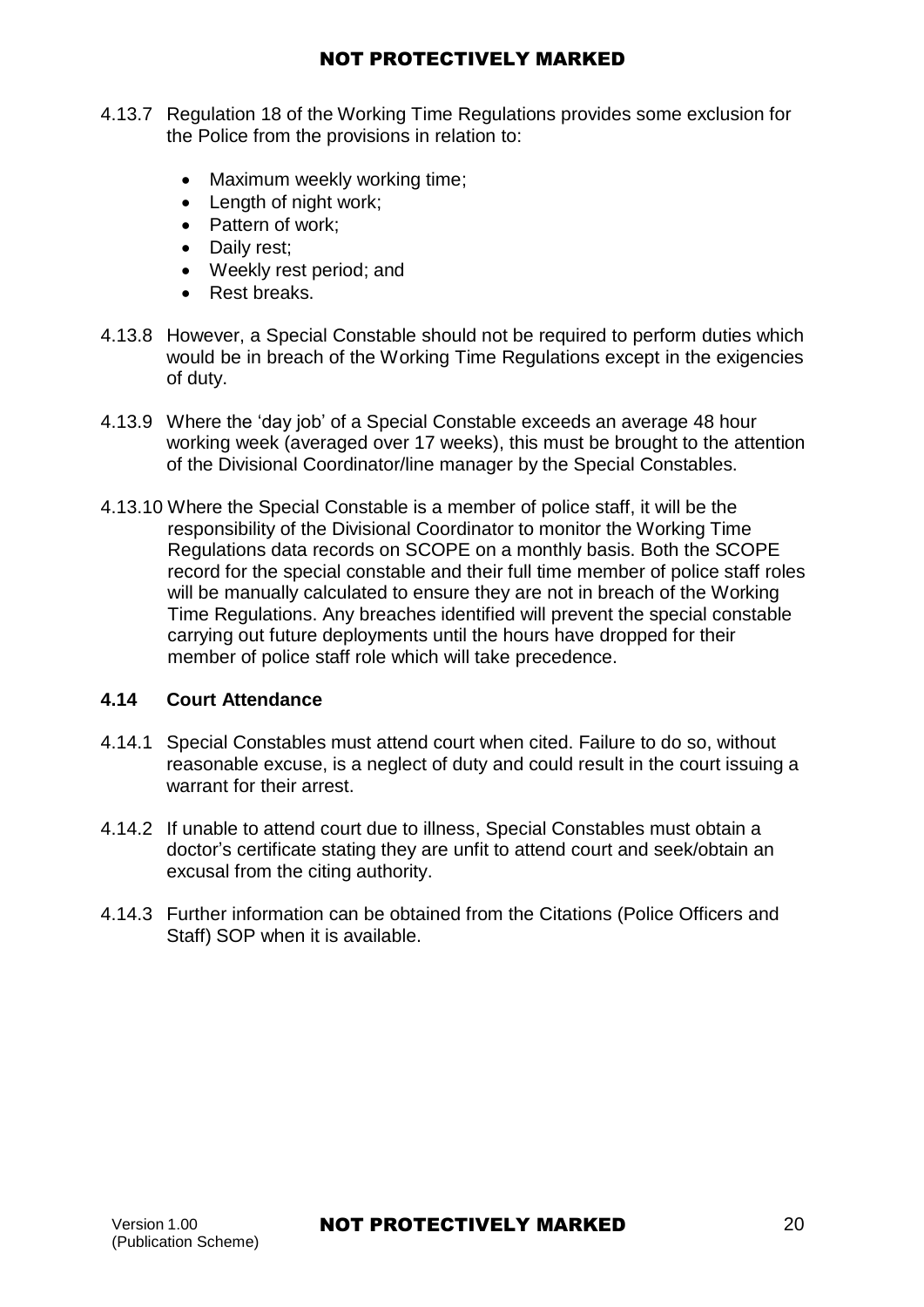4.13.7 Regulation 18 of the Working Time Regulations provides some exclusion for the Police from the provisions in relation to:

- Maximum weekly working time;
- Length of night work;
- Pattern of work;
- Daily rest;
- Weekly rest period; and
- Rest breaks.

4.13.8 However, a Special Constable should not be required to perform duties which would be in breach of the Working Time Regulations except in the exigencies of duty.

4.13.9 Where the 'day job' of a Special Constable exceeds an average 48 hour working week (averaged over 17 weeks), this must be brought to the attention of the Divisional Coordinator/line manager by the Special Constables.

4.13.10 Where the Special Constable is a member of police staff, it will be the responsibility of the Divisional Coordinator to monitor the Working Time Regulations data records on SCOPE on a monthly basis. Both the SCOPE record for the special constable and their full time member of police staff roles will be manually calculated to ensure they are not in breach of the Working Time Regulations. Any breaches identified will prevent the special constable carrying out future deployments until the hours have dropped for their member of police staff role which will take precedence.

### 4.14 Court Attendance

4.14.1 Special Constables must attend court when cited. Failure to do so, without reasonable excuse, is a neglect of duty and could result in the court issuing a warrant for their arrest.

4.14.2 If unable to attend court due to illness, Special Constables must obtain a doctor's certificate stating they are unfit to attend court and seek/obtain an excusal from the citing authority.

4.14.3 Further information can be obtained from the Citations (Police Officers and Staff) SOP when it is available.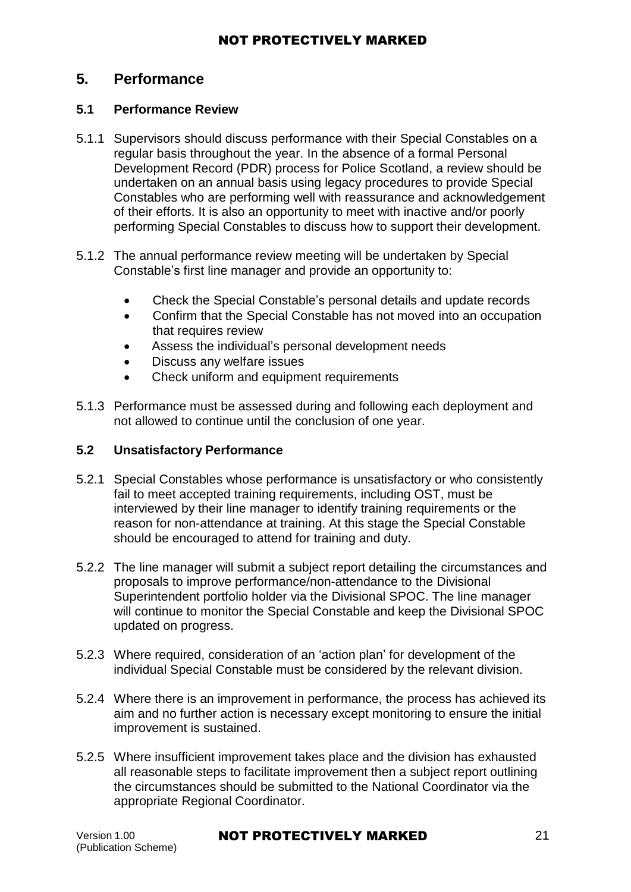## 5. Performance

### 5.1 Performance Review

5.1.1 Supervisors should discuss performance with their Special Constables on a regular basis throughout the year. In the absence of a formal Personal Development Record (PDR) process for Police Scotland, a review should be undertaken on an annual basis using legacy procedures to provide Special Constables who are performing well with reassurance and acknowledgement of their efforts. It is also an opportunity to meet with inactive and/or poorly performing Special Constables to discuss how to support their development.

5.1.2 The annual performance review meeting will be undertaken by Special Constable's first line manager and provide an opportunity to:

- Check the Special Constable's personal details and update records
- Confirm that the Special Constable has not moved into an occupation that requires review
- Assess the individual's personal development needs
- Discuss any welfare issues
- Check uniform and equipment requirements

5.1.3 Performance must be assessed during and following each deployment and not allowed to continue until the conclusion of one year.

### 5.2 Unsatisfactory Performance

5.2.1 Special Constables whose performance is unsatisfactory or who consistently fail to meet accepted training requirements, including OST, must be interviewed by their line manager to identify training requirements or the reason for non-attendance at training. At this stage the Special Constable should be encouraged to attend for training and duty.

5.2.2 The line manager will submit a subject report detailing the circumstances and proposals to improve performance/non-attendance to the Divisional Superintendent portfolio holder via the Divisional SPOC. The line manager will continue to monitor the Special Constable and keep the Divisional SPOC updated on progress.

5.2.3 Where required, consideration of an 'action plan' for development of the individual Special Constable must be considered by the relevant division.

5.2.4 Where there is an improvement in performance, the process has achieved its aim and no further action is necessary except monitoring to ensure the initial improvement is sustained.

5.2.5 Where insufficient improvement takes place and the division has exhausted all reasonable steps to facilitate improvement then a subject report outlining the circumstances should be submitted to the National Coordinator via the appropriate Regional Coordinator.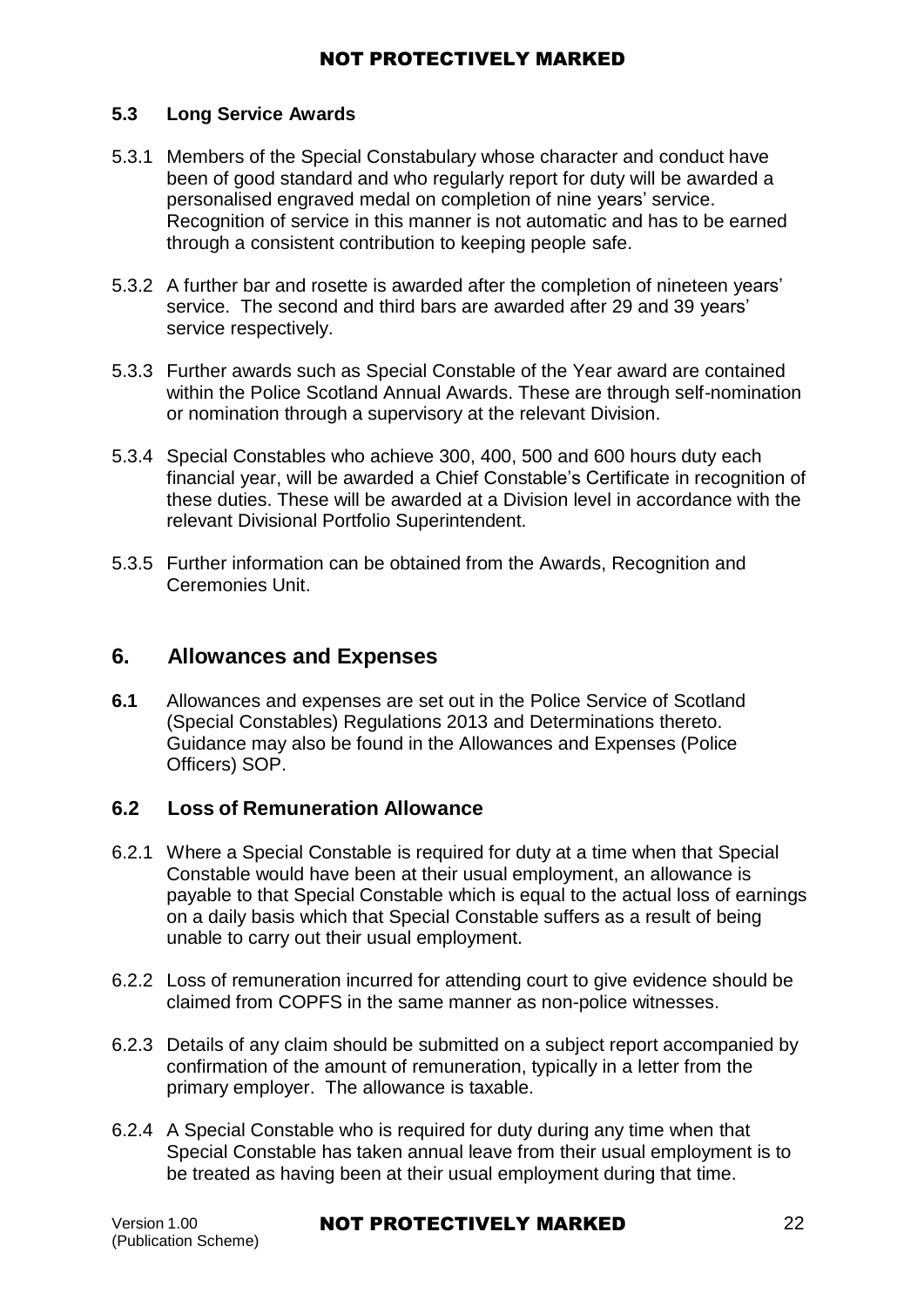### 5.3 Long Service Awards

5.3.1 Members of the Special Constabulary whose character and conduct have been of good standard and who regularly report for duty will be awarded a personalised engraved medal on completion of nine years' service. Recognition of service in this manner is not automatic and has to be earned through a consistent contribution to keeping people safe.

5.3.2 A further bar and rosette is awarded after the completion of nineteen years' service. The second and third bars are awarded after 29 and 39 years' service respectively.

5.3.3 Further awards such as Special Constable of the Year award are contained within the Police Scotland Annual Awards. These are through self-nomination or nomination through a supervisory at the relevant Division.

5.3.4 Special Constables who achieve 300, 400, 500 and 600 hours duty each financial year, will be awarded a Chief Constable's Certificate in recognition of these duties. These will be awarded at a Division level in accordance with the relevant Divisional Portfolio Superintendent.

5.3.5 Further information can be obtained from the Awards, Recognition and Ceremonies Unit.

## 6. Allowances and Expenses

**6.1** Allowances and expenses are set out in the Police Service of Scotland (Special Constables) Regulations 2013 and Determinations thereto. Guidance may also be found in the Allowances and Expenses (Police Officers) SOP.

### 6.2 Loss of Remuneration Allowance

6.2.1 Where a Special Constable is required for duty at a time when that Special Constable would have been at their usual employment, an allowance is payable to that Special Constable which is equal to the actual loss of earnings on a daily basis which that Special Constable suffers as a result of being unable to carry out their usual employment.

6.2.2 Loss of remuneration incurred for attending court to give evidence should be claimed from COPFS in the same manner as non-police witnesses.

6.2.3 Details of any claim should be submitted on a subject report accompanied by confirmation of the amount of remuneration, typically in a letter from the primary employer. The allowance is taxable.

6.2.4 A Special Constable who is required for duty during any time when that Special Constable has taken annual leave from their usual employment is to be treated as having been at their usual employment during that time.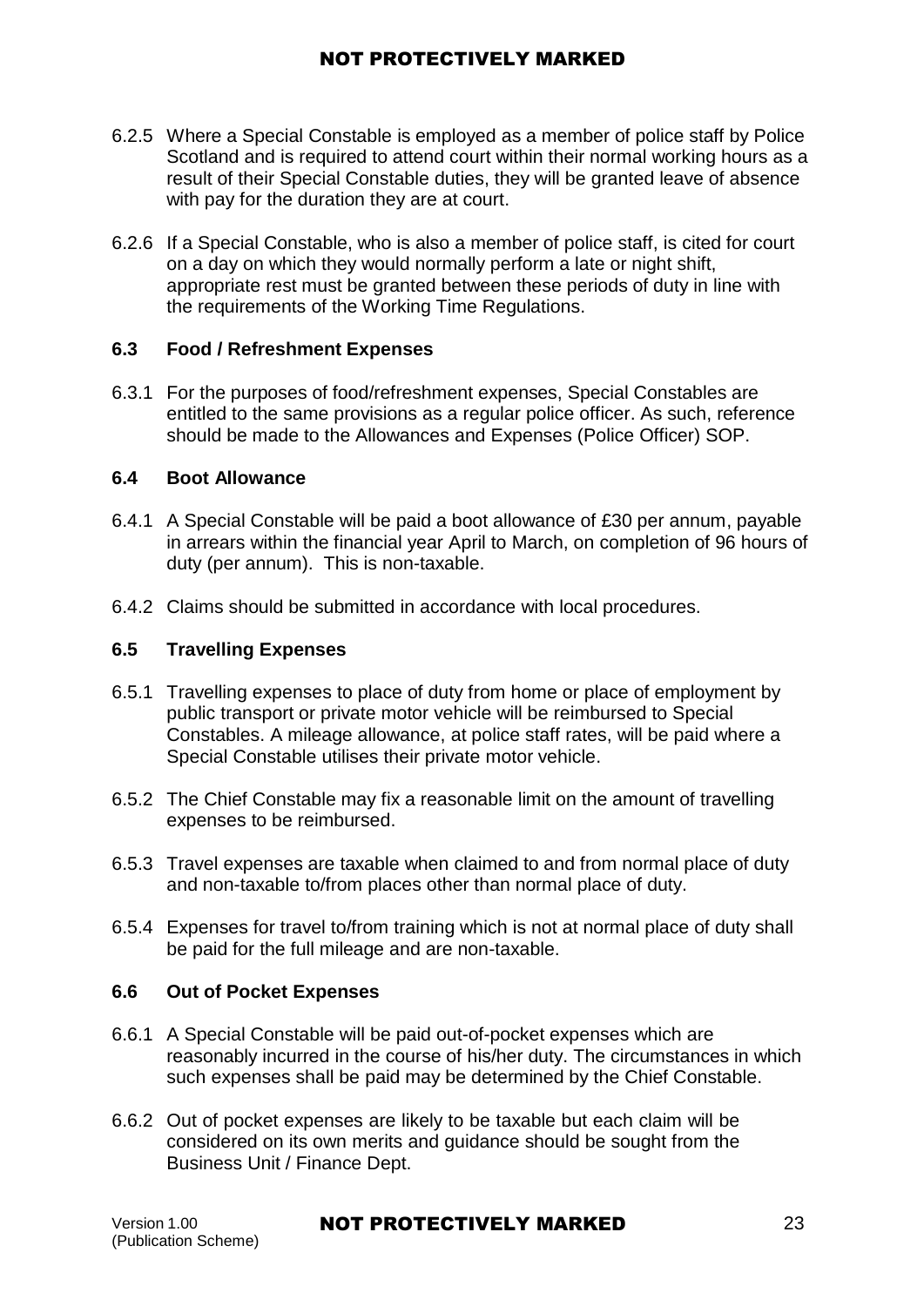6.2.5 Where a Special Constable is employed as a member of police staff by Police Scotland and is required to attend court within their normal working hours as a result of their Special Constable duties, they will be granted leave of absence with pay for the duration they are at court.

6.2.6 If a Special Constable, who is also a member of police staff, is cited for court on a day on which they would normally perform a late or night shift, appropriate rest must be granted between these periods of duty in line with the requirements of the Working Time Regulations.

### 6.3 Food / Refreshment Expenses

6.3.1 For the purposes of food/refreshment expenses, Special Constables are entitled to the same provisions as a regular police officer. As such, reference should be made to the Allowances and Expenses (Police Officer) SOP.

### 6.4 Boot Allowance

6.4.1 A Special Constable will be paid a boot allowance of £30 per annum, payable in arrears within the financial year April to March, on completion of 96 hours of duty (per annum). This is non-taxable.

6.4.2 Claims should be submitted in accordance with local procedures.

### 6.5 Travelling Expenses

6.5.1 Travelling expenses to place of duty from home or place of employment by public transport or private motor vehicle will be reimbursed to Special Constables. A mileage allowance, at police staff rates, will be paid where a Special Constable utilises their private motor vehicle.

6.5.2 The Chief Constable may fix a reasonable limit on the amount of travelling expenses to be reimbursed.

6.5.3 Travel expenses are taxable when claimed to and from normal place of duty and non-taxable to/from places other than normal place of duty.

6.5.4 Expenses for travel to/from training which is not at normal place of duty shall be paid for the full mileage and are non-taxable.

### 6.6 Out of Pocket Expenses

6.6.1 A Special Constable will be paid out-of-pocket expenses which are reasonably incurred in the course of his/her duty. The circumstances in which such expenses shall be paid may be determined by the Chief Constable.

6.6.2 Out of pocket expenses are likely to be taxable but each claim will be considered on its own merits and guidance should be sought from the Business Unit / Finance Dept.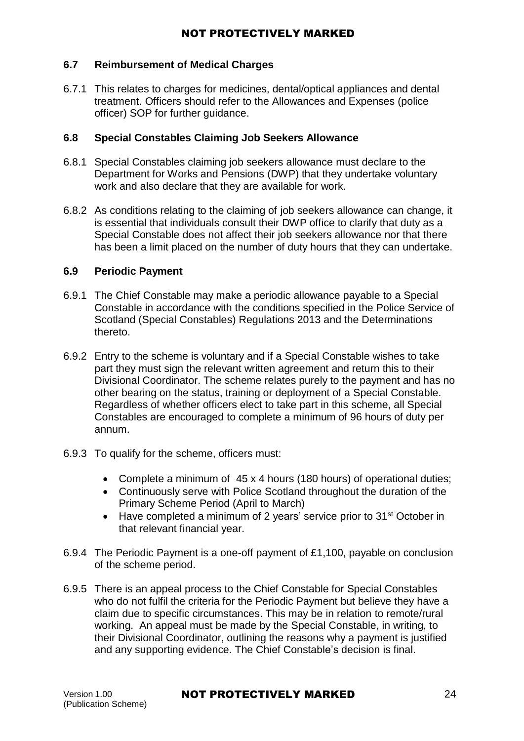### 6.7 Reimbursement of Medical Charges

6.7.1 This relates to charges for medicines, dental/optical appliances and dental treatment. Officers should refer to the Allowances and Expenses (police officer) SOP for further guidance.

### 6.8 Special Constables Claiming Job Seekers Allowance

6.8.1 Special Constables claiming job seekers allowance must declare to the Department for Works and Pensions (DWP) that they undertake voluntary work and also declare that they are available for work.

6.8.2 As conditions relating to the claiming of job seekers allowance can change, it is essential that individuals consult their DWP office to clarify that duty as a Special Constable does not affect their job seekers allowance nor that there has been a limit placed on the number of duty hours that they can undertake.

### 6.9 Periodic Payment

6.9.1 The Chief Constable may make a periodic allowance payable to a Special Constable in accordance with the conditions specified in the Police Service of Scotland (Special Constables) Regulations 2013 and the Determinations thereto.

6.9.2 Entry to the scheme is voluntary and if a Special Constable wishes to take part they must sign the relevant written agreement and return this to their Divisional Coordinator. The scheme relates purely to the payment and has no other bearing on the status, training or deployment of a Special Constable. Regardless of whether officers elect to take part in this scheme, all Special Constables are encouraged to complete a minimum of 96 hours of duty per annum.

6.9.3 To qualify for the scheme, officers must:

- Complete a minimum of 45 x 4 hours (180 hours) of operational duties;
- Continuously serve with Police Scotland throughout the duration of the Primary Scheme Period (April to March)
- Have completed a minimum of 2 years' service prior to 31st October in that relevant financial year.

6.9.4 The Periodic Payment is a one-off payment of £1,100, payable on conclusion of the scheme period.

6.9.5 There is an appeal process to the Chief Constable for Special Constables who do not fulfil the criteria for the Periodic Payment but believe they have a claim due to specific circumstances. This may be in relation to remote/rural working. An appeal must be made by the Special Constable, in writing, to their Divisional Coordinator, outlining the reasons why a payment is justified and any supporting evidence. The Chief Constable's decision is final.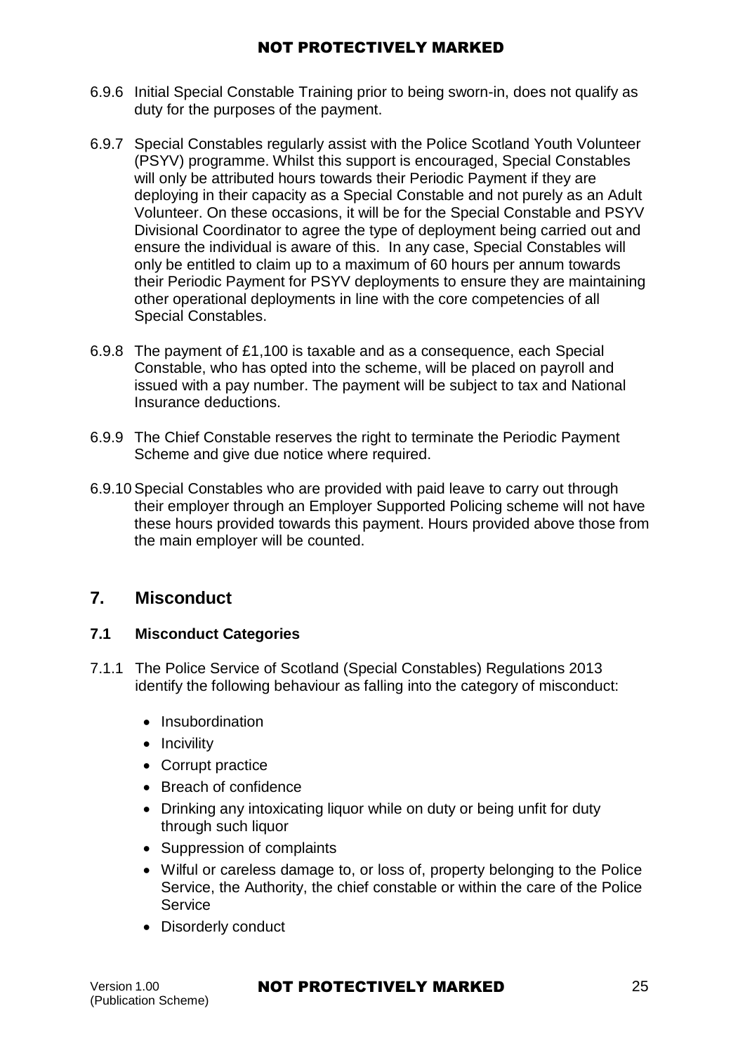6.9.6 Initial Special Constable Training prior to being sworn-in, does not qualify as duty for the purposes of the payment.

6.9.7 Special Constables regularly assist with the Police Scotland Youth Volunteer (PSYV) programme. Whilst this support is encouraged, Special Constables will only be attributed hours towards their Periodic Payment if they are deploying in their capacity as a Special Constable and not purely as an Adult Volunteer. On these occasions, it will be for the Special Constable and PSYV Divisional Coordinator to agree the type of deployment being carried out and ensure the individual is aware of this. In any case, Special Constables will only be entitled to claim up to a maximum of 60 hours per annum towards their Periodic Payment for PSYV deployments to ensure they are maintaining other operational deployments in line with the core competencies of all Special Constables.

6.9.8 The payment of £1,100 is taxable and as a consequence, each Special Constable, who has opted into the scheme, will be placed on payroll and issued with a pay number. The payment will be subject to tax and National Insurance deductions.

6.9.9 The Chief Constable reserves the right to terminate the Periodic Payment Scheme and give due notice where required.

6.9.10 Special Constables who are provided with paid leave to carry out through their employer through an Employer Supported Policing scheme will not have these hours provided towards this payment. Hours provided above those from the main employer will be counted.

## 7. Misconduct

### 7.1 Misconduct Categories

7.1.1 The Police Service of Scotland (Special Constables) Regulations 2013 identify the following behaviour as falling into the category of misconduct:

- Insubordination
- Incivility
- Corrupt practice
- Breach of confidence
- Drinking any intoxicating liquor while on duty or being unfit for duty through such liquor
- Suppression of complaints
- Wilful or careless damage to, or loss of, property belonging to the Police Service, the Authority, the chief constable or within the care of the Police Service
- Disorderly conduct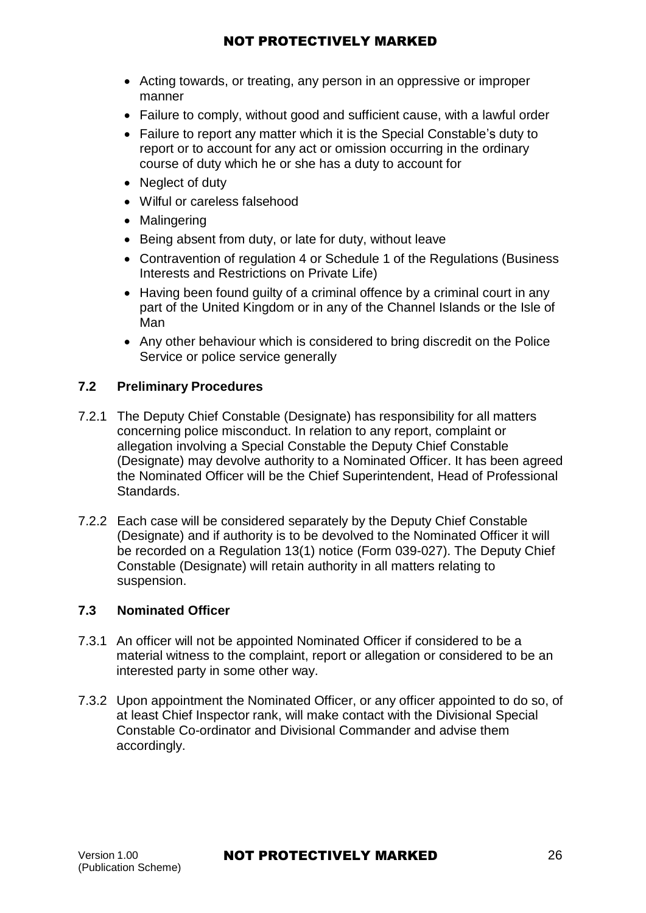- Acting towards, or treating, any person in an oppressive or improper manner
- Failure to comply, without good and sufficient cause, with a lawful order
- Failure to report any matter which it is the Special Constable's duty to report or to account for any act or omission occurring in the ordinary course of duty which he or she has a duty to account for
- Neglect of duty
- Wilful or careless falsehood
- Malingering
- Being absent from duty, or late for duty, without leave
- Contravention of regulation 4 or Schedule 1 of the Regulations (Business Interests and Restrictions on Private Life)
- Having been found guilty of a criminal offence by a criminal court in any part of the United Kingdom or in any of the Channel Islands or the Isle of Man
- Any other behaviour which is considered to bring discredit on the Police Service or police service generally

### 7.2 Preliminary Procedures

7.2.1 The Deputy Chief Constable (Designate) has responsibility for all matters concerning police misconduct. In relation to any report, complaint or allegation involving a Special Constable the Deputy Chief Constable (Designate) may devolve authority to a Nominated Officer. It has been agreed the Nominated Officer will be the Chief Superintendent, Head of Professional Standards.

7.2.2 Each case will be considered separately by the Deputy Chief Constable (Designate) and if authority is to be devolved to the Nominated Officer it will be recorded on a Regulation 13(1) notice (Form 039-027). The Deputy Chief Constable (Designate) will retain authority in all matters relating to suspension.

### 7.3 Nominated Officer

7.3.1 An officer will not be appointed Nominated Officer if considered to be a material witness to the complaint, report or allegation or considered to be an interested party in some other way.

7.3.2 Upon appointment the Nominated Officer, or any officer appointed to do so, of at least Chief Inspector rank, will make contact with the Divisional Special Constable Co-ordinator and Divisional Commander and advise them accordingly.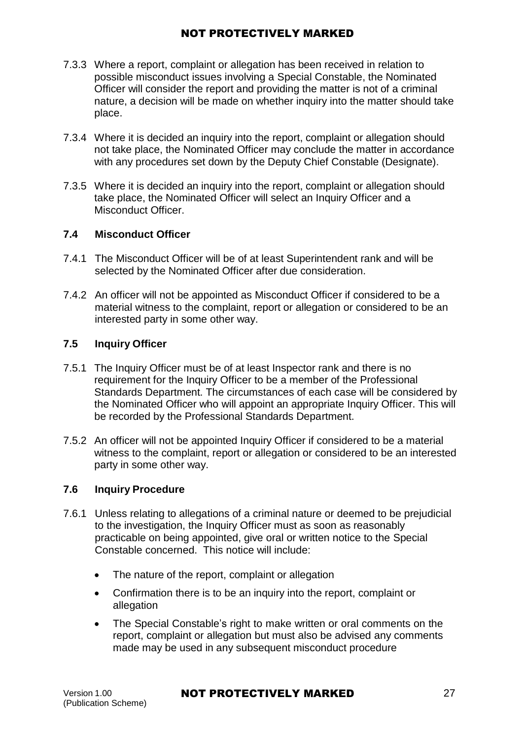7.3.3 Where a report, complaint or allegation has been received in relation to possible misconduct issues involving a Special Constable, the Nominated Officer will consider the report and providing the matter is not of a criminal nature, a decision will be made on whether inquiry into the matter should take place.

7.3.4 Where it is decided an inquiry into the report, complaint or allegation should not take place, the Nominated Officer may conclude the matter in accordance with any procedures set down by the Deputy Chief Constable (Designate).

7.3.5 Where it is decided an inquiry into the report, complaint or allegation should take place, the Nominated Officer will select an Inquiry Officer and a Misconduct Officer.

### 7.4 Misconduct Officer

7.4.1 The Misconduct Officer will be of at least Superintendent rank and will be selected by the Nominated Officer after due consideration.

7.4.2 An officer will not be appointed as Misconduct Officer if considered to be a material witness to the complaint, report or allegation or considered to be an interested party in some other way.

### 7.5 Inquiry Officer

7.5.1 The Inquiry Officer must be of at least Inspector rank and there is no requirement for the Inquiry Officer to be a member of the Professional Standards Department. The circumstances of each case will be considered by the Nominated Officer who will appoint an appropriate Inquiry Officer. This will be recorded by the Professional Standards Department.

7.5.2 An officer will not be appointed Inquiry Officer if considered to be a material witness to the complaint, report or allegation or considered to be an interested party in some other way.

### 7.6 Inquiry Procedure

7.6.1 Unless relating to allegations of a criminal nature or deemed to be prejudicial to the investigation, the Inquiry Officer must as soon as reasonably practicable on being appointed, give oral or written notice to the Special Constable concerned. This notice will include:

- The nature of the report, complaint or allegation
- Confirmation there is to be an inquiry into the report, complaint or allegation
- The Special Constable's right to make written or oral comments on the report, complaint or allegation but must also be advised any comments made may be used in any subsequent misconduct procedure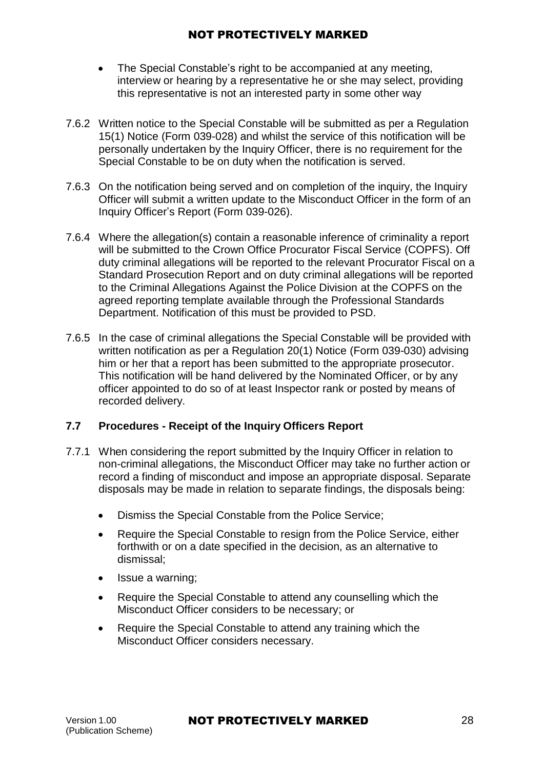- The Special Constable's right to be accompanied at any meeting, interview or hearing by a representative he or she may select, providing this representative is not an interested party in some other way

7.6.2 Written notice to the Special Constable will be submitted as per a Regulation 15(1) Notice (Form 039-028) and whilst the service of this notification will be personally undertaken by the Inquiry Officer, there is no requirement for the Special Constable to be on duty when the notification is served.

7.6.3 On the notification being served and on completion of the inquiry, the Inquiry Officer will submit a written update to the Misconduct Officer in the form of an Inquiry Officer's Report (Form 039-026).

7.6.4 Where the allegation(s) contain a reasonable inference of criminality a report will be submitted to the Crown Office Procurator Fiscal Service (COPFS). Off duty criminal allegations will be reported to the relevant Procurator Fiscal on a Standard Prosecution Report and on duty criminal allegations will be reported to the Criminal Allegations Against the Police Division at the COPFS on the agreed reporting template available through the Professional Standards Department. Notification of this must be provided to PSD.

7.6.5 In the case of criminal allegations the Special Constable will be provided with written notification as per a Regulation 20(1) Notice (Form 039-030) advising him or her that a report has been submitted to the appropriate prosecutor. This notification will be hand delivered by the Nominated Officer, or by any officer appointed to do so of at least Inspector rank or posted by means of recorded delivery.

### 7.7 Procedures - Receipt of the Inquiry Officers Report

7.7.1 When considering the report submitted by the Inquiry Officer in relation to non-criminal allegations, the Misconduct Officer may take no further action or record a finding of misconduct and impose an appropriate disposal. Separate disposals may be made in relation to separate findings, the disposals being:

- Dismiss the Special Constable from the Police Service;
- Require the Special Constable to resign from the Police Service, either forthwith or on a date specified in the decision, as an alternative to dismissal;
- Issue a warning;
- Require the Special Constable to attend any counselling which the Misconduct Officer considers to be necessary; or
- Require the Special Constable to attend any training which the Misconduct Officer considers necessary.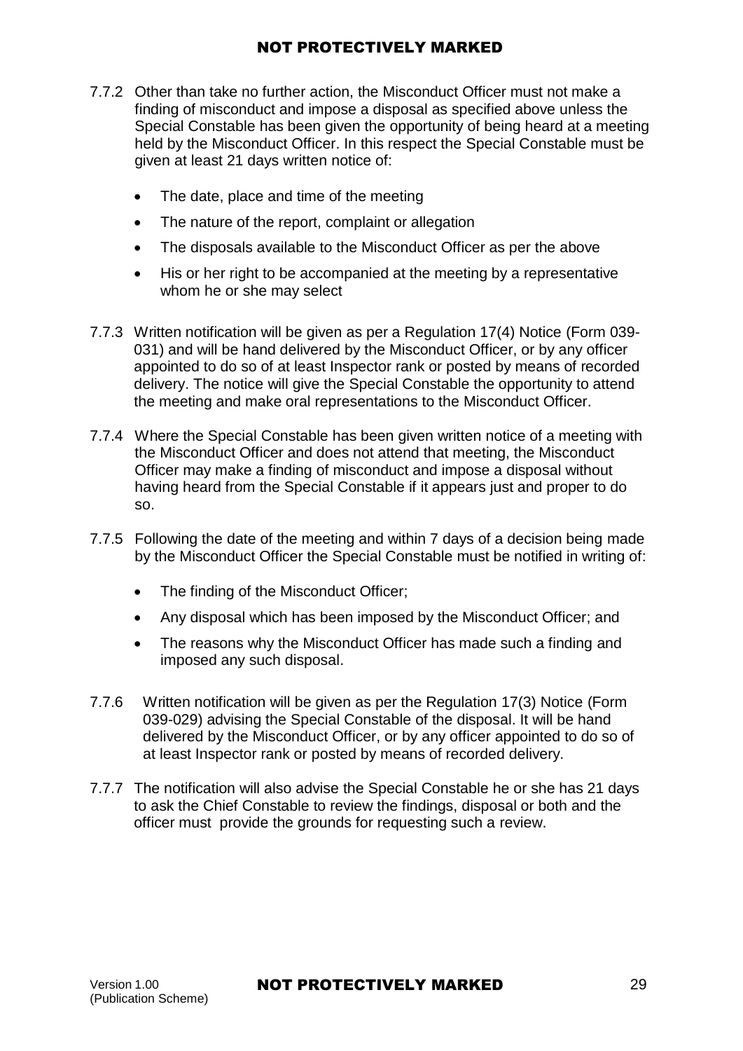7.7.2 Other than take no further action, the Misconduct Officer must not make a finding of misconduct and impose a disposal as specified above unless the Special Constable has been given the opportunity of being heard at a meeting held by the Misconduct Officer. In this respect the Special Constable must be given at least 21 days written notice of:

- The date, place and time of the meeting
- The nature of the report, complaint or allegation
- The disposals available to the Misconduct Officer as per the above
- His or her right to be accompanied at the meeting by a representative whom he or she may select

7.7.3 Written notification will be given as per a Regulation 17(4) Notice (Form 039-031) and will be hand delivered by the Misconduct Officer, or by any officer appointed to do so of at least Inspector rank or posted by means of recorded delivery. The notice will give the Special Constable the opportunity to attend the meeting and make oral representations to the Misconduct Officer.

7.7.4 Where the Special Constable has been given written notice of a meeting with the Misconduct Officer and does not attend that meeting, the Misconduct Officer may make a finding of misconduct and impose a disposal without having heard from the Special Constable if it appears just and proper to do so.

7.7.5 Following the date of the meeting and within 7 days of a decision being made by the Misconduct Officer the Special Constable must be notified in writing of:

- The finding of the Misconduct Officer;
- Any disposal which has been imposed by the Misconduct Officer; and
- The reasons why the Misconduct Officer has made such a finding and imposed any such disposal.

7.7.6 Written notification will be given as per the Regulation 17(3) Notice (Form 039-029) advising the Special Constable of the disposal. It will be hand delivered by the Misconduct Officer, or by any officer appointed to do so of at least Inspector rank or posted by means of recorded delivery.

7.7.7 The notification will also advise the Special Constable he or she has 21 days to ask the Chief Constable to review the findings, disposal or both and the officer must provide the grounds for requesting such a review.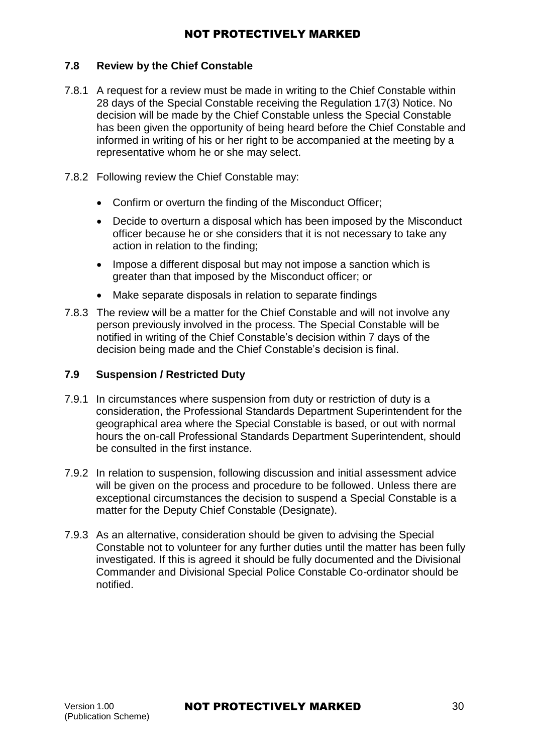### 7.8 Review by the Chief Constable

7.8.1 A request for a review must be made in writing to the Chief Constable within 28 days of the Special Constable receiving the Regulation 17(3) Notice. No decision will be made by the Chief Constable unless the Special Constable has been given the opportunity of being heard before the Chief Constable and informed in writing of his or her right to be accompanied at the meeting by a representative whom he or she may select.

7.8.2 Following review the Chief Constable may:

- Confirm or overturn the finding of the Misconduct Officer;
- Decide to overturn a disposal which has been imposed by the Misconduct officer because he or she considers that it is not necessary to take any action in relation to the finding;
- Impose a different disposal but may not impose a sanction which is greater than that imposed by the Misconduct officer; or
- Make separate disposals in relation to separate findings

7.8.3 The review will be a matter for the Chief Constable and will not involve any person previously involved in the process. The Special Constable will be notified in writing of the Chief Constable's decision within 7 days of the decision being made and the Chief Constable's decision is final.

### 7.9 Suspension / Restricted Duty

7.9.1 In circumstances where suspension from duty or restriction of duty is a consideration, the Professional Standards Department Superintendent for the geographical area where the Special Constable is based, or out with normal hours the on-call Professional Standards Department Superintendent, should be consulted in the first instance.

7.9.2 In relation to suspension, following discussion and initial assessment advice will be given on the process and procedure to be followed. Unless there are exceptional circumstances the decision to suspend a Special Constable is a matter for the Deputy Chief Constable (Designate).

7.9.3 As an alternative, consideration should be given to advising the Special Constable not to volunteer for any further duties until the matter has been fully investigated. If this is agreed it should be fully documented and the Divisional Commander and Divisional Special Police Constable Co-ordinator should be notified.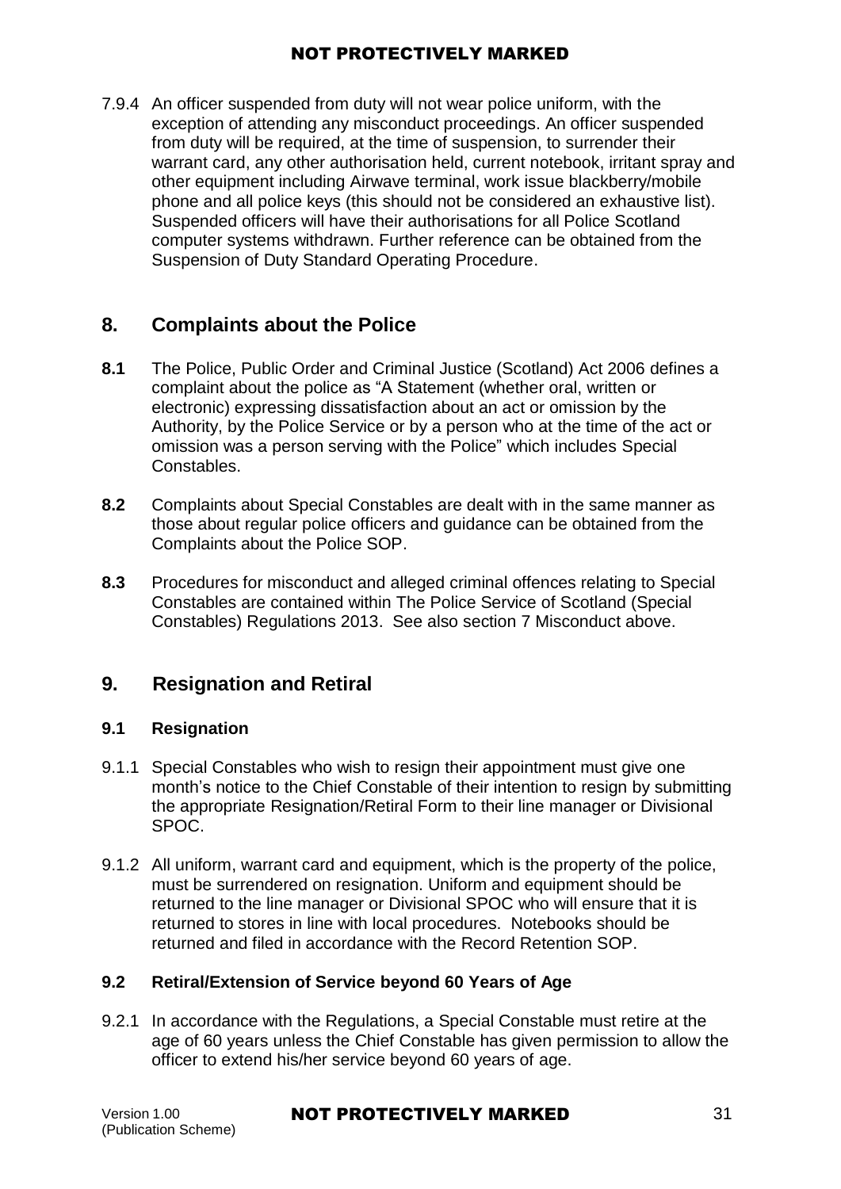7.9.4 An officer suspended from duty will not wear police uniform, with the exception of attending any misconduct proceedings. An officer suspended from duty will be required, at the time of suspension, to surrender their warrant card, any other authorisation held, current notebook, irritant spray and other equipment including Airwave terminal, work issue blackberry/mobile phone and all police keys (this should not be considered an exhaustive list). Suspended officers will have their authorisations for all Police Scotland computer systems withdrawn. Further reference can be obtained from the Suspension of Duty Standard Operating Procedure.

## 8. Complaints about the Police

**8.1** The Police, Public Order and Criminal Justice (Scotland) Act 2006 defines a complaint about the police as "A Statement (whether oral, written or electronic) expressing dissatisfaction about an act or omission by the Authority, by the Police Service or by a person who at the time of the act or omission was a person serving with the Police" which includes Special Constables.

**8.2** Complaints about Special Constables are dealt with in the same manner as those about regular police officers and guidance can be obtained from the Complaints about the Police SOP.

**8.3** Procedures for misconduct and alleged criminal offences relating to Special Constables are contained within The Police Service of Scotland (Special Constables) Regulations 2013. See also section 7 Misconduct above.

## 9. Resignation and Retiral

### 9.1 Resignation

9.1.1 Special Constables who wish to resign their appointment must give one month's notice to the Chief Constable of their intention to resign by submitting the appropriate Resignation/Retiral Form to their line manager or Divisional SPOC.

9.1.2 All uniform, warrant card and equipment, which is the property of the police, must be surrendered on resignation. Uniform and equipment should be returned to the line manager or Divisional SPOC who will ensure that it is returned to stores in line with local procedures. Notebooks should be returned and filed in accordance with the Record Retention SOP.

### 9.2 Retiral/Extension of Service beyond 60 Years of Age

9.2.1 In accordance with the Regulations, a Special Constable must retire at the age of 60 years unless the Chief Constable has given permission to allow the officer to extend his/her service beyond 60 years of age.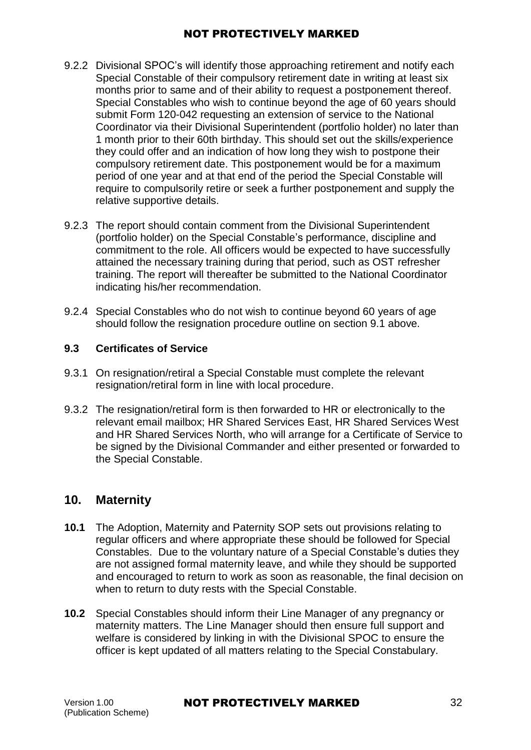9.2.2 Divisional SPOC's will identify those approaching retirement and notify each Special Constable of their compulsory retirement date in writing at least six months prior to same and of their ability to request a postponement thereof. Special Constables who wish to continue beyond the age of 60 years should submit Form 120-042 requesting an extension of service to the National Coordinator via their Divisional Superintendent (portfolio holder) no later than 1 month prior to their 60th birthday. This should set out the skills/experience they could offer and an indication of how long they wish to postpone their compulsory retirement date. This postponement would be for a maximum period of one year and at that end of the period the Special Constable will require to compulsorily retire or seek a further postponement and supply the relative supportive details.

9.2.3 The report should contain comment from the Divisional Superintendent (portfolio holder) on the Special Constable's performance, discipline and commitment to the role. All officers would be expected to have successfully attained the necessary training during that period, such as OST refresher training. The report will thereafter be submitted to the National Coordinator indicating his/her recommendation.

9.2.4 Special Constables who do not wish to continue beyond 60 years of age should follow the resignation procedure outline on section 9.1 above.

### 9.3 Certificates of Service

9.3.1 On resignation/retiral a Special Constable must complete the relevant resignation/retiral form in line with local procedure.

9.3.2 The resignation/retiral form is then forwarded to HR or electronically to the relevant email mailbox; HR Shared Services East, HR Shared Services West and HR Shared Services North, who will arrange for a Certificate of Service to be signed by the Divisional Commander and either presented or forwarded to the Special Constable.

## 10. Maternity

**10.1** The Adoption, Maternity and Paternity SOP sets out provisions relating to regular officers and where appropriate these should be followed for Special Constables. Due to the voluntary nature of a Special Constable's duties they are not assigned formal maternity leave, and while they should be supported and encouraged to return to work as soon as reasonable, the final decision on when to return to duty rests with the Special Constable.

**10.2** Special Constables should inform their Line Manager of any pregnancy or maternity matters. The Line Manager should then ensure full support and welfare is considered by linking in with the Divisional SPOC to ensure the officer is kept updated of all matters relating to the Special Constabulary.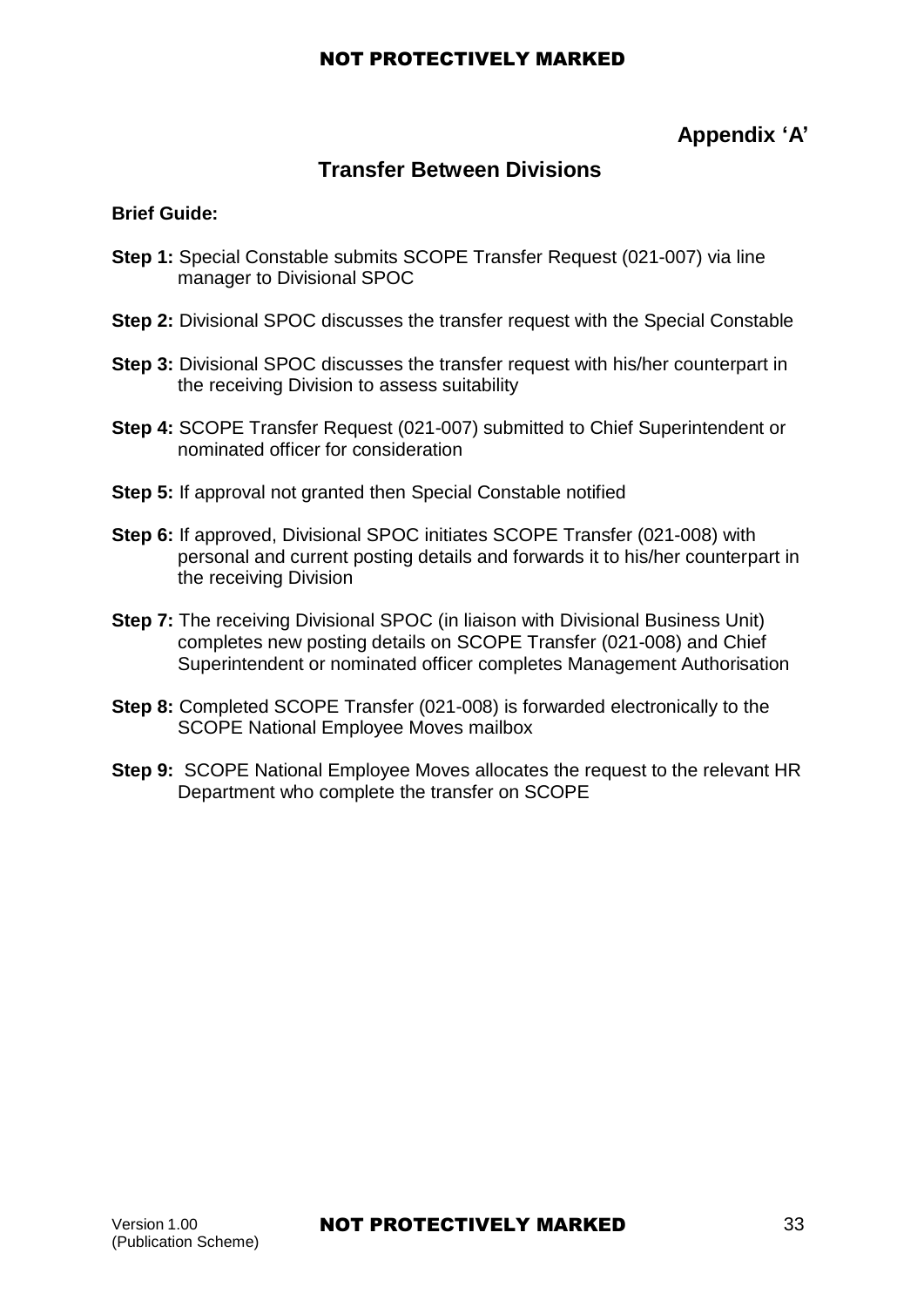**Appendix ‘A’**

## Transfer Between Divisions

**Brief Guide:**

**Step 1:** Special Constable submits SCOPE Transfer Request (021-007) via line manager to Divisional SPOC

**Step 2:** Divisional SPOC discusses the transfer request with the Special Constable

**Step 3:** Divisional SPOC discusses the transfer request with his/her counterpart in the receiving Division to assess suitability

**Step 4:** SCOPE Transfer Request (021-007) submitted to Chief Superintendent or nominated officer for consideration

**Step 5:** If approval not granted then Special Constable notified

**Step 6:** If approved, Divisional SPOC initiates SCOPE Transfer (021-008) with personal and current posting details and forwards it to his/her counterpart in the receiving Division

**Step 7:** The receiving Divisional SPOC (in liaison with Divisional Business Unit) completes new posting details on SCOPE Transfer (021-008) and Chief Superintendent or nominated officer completes Management Authorisation

**Step 8:** Completed SCOPE Transfer (021-008) is forwarded electronically to the SCOPE National Employee Moves mailbox

**Step 9:** SCOPE National Employee Moves allocates the request to the relevant HR Department who complete the transfer on SCOPE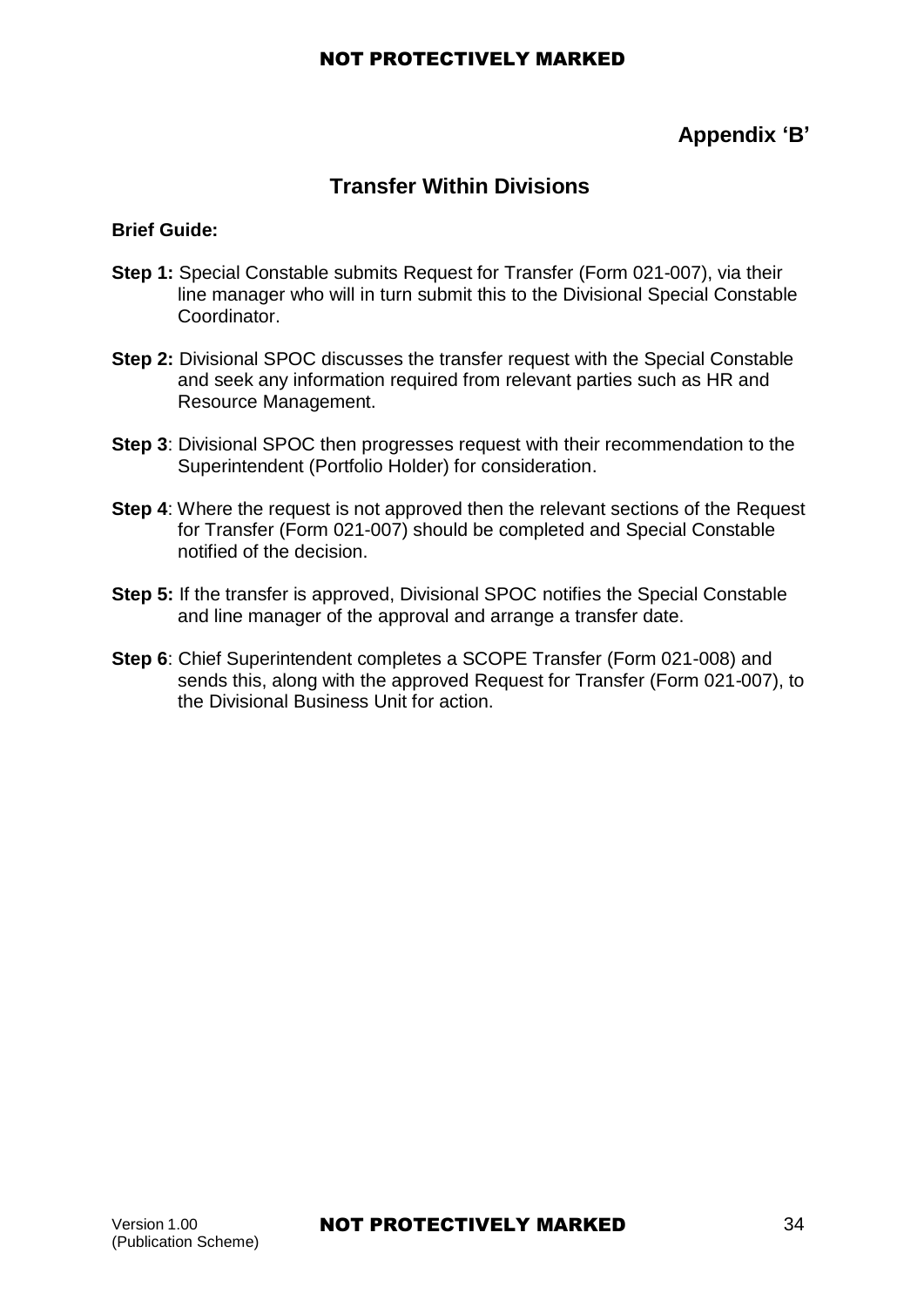**Appendix 'B'**

## Transfer Within Divisions

**Brief Guide:**

**Step 1:** Special Constable submits Request for Transfer (Form 021-007), via their line manager who will in turn submit this to the Divisional Special Constable Coordinator.

**Step 2:** Divisional SPOC discusses the transfer request with the Special Constable and seek any information required from relevant parties such as HR and Resource Management.

**Step 3**: Divisional SPOC then progresses request with their recommendation to the Superintendent (Portfolio Holder) for consideration.

**Step 4**: Where the request is not approved then the relevant sections of the Request for Transfer (Form 021-007) should be completed and Special Constable notified of the decision.

**Step 5:** If the transfer is approved, Divisional SPOC notifies the Special Constable and line manager of the approval and arrange a transfer date.

**Step 6**: Chief Superintendent completes a SCOPE Transfer (Form 021-008) and sends this, along with the approved Request for Transfer (Form 021-007), to the Divisional Business Unit for action.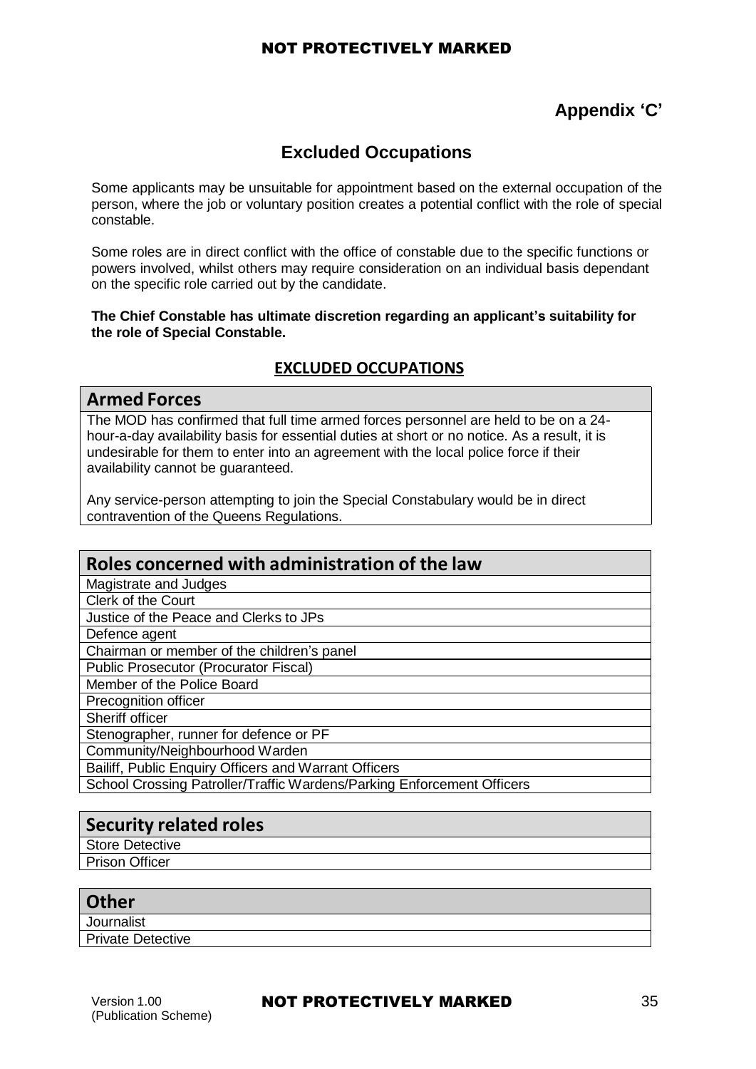## Appendix 'C'

# Excluded Occupations

Some applicants may be unsuitable for appointment based on the external occupation of the person, where the job or voluntary position creates a potential conflict with the role of special constable.

Some roles are in direct conflict with the office of constable due to the specific functions or powers involved, whilst others may require consideration on an individual basis dependant on the specific role carried out by the candidate.

**The Chief Constable has ultimate discretion regarding an applicant's suitability for the role of Special Constable.**

## EXCLUDED OCCUPATIONS

| Armed Forces |
|---|
| The MOD has confirmed that full time armed forces personnel are held to be on a 24-hour-a-day availability basis for essential duties at short or no notice. As a result, it is undesirable for them to enter into an agreement with the local police force if their availability cannot be guaranteed.<br><br>Any service-person attempting to join the Special Constabulary would be in direct contravention of the Queens Regulations. |

| Roles concerned with administration of the law |
|---|
| Magistrate and Judges |
| Clerk of the Court |
| Justice of the Peace and Clerks to JPs |
| Defence agent |
| Chairman or member of the children's panel |
| Public Prosecutor (Procurator Fiscal) |
| Member of the Police Board |
| Precognition officer |
| Sheriff officer |
| Stenographer, runner for defence or PF |
| Community/Neighbourhood Warden |
| Bailiff, Public Enquiry Officers and Warrant Officers |
| School Crossing Patroller/Traffic Wardens/Parking Enforcement Officers |

| Security related roles |
|---|
| Store Detective |
| Prison Officer |

| Other |
|---|
| Journalist |
| Private Detective |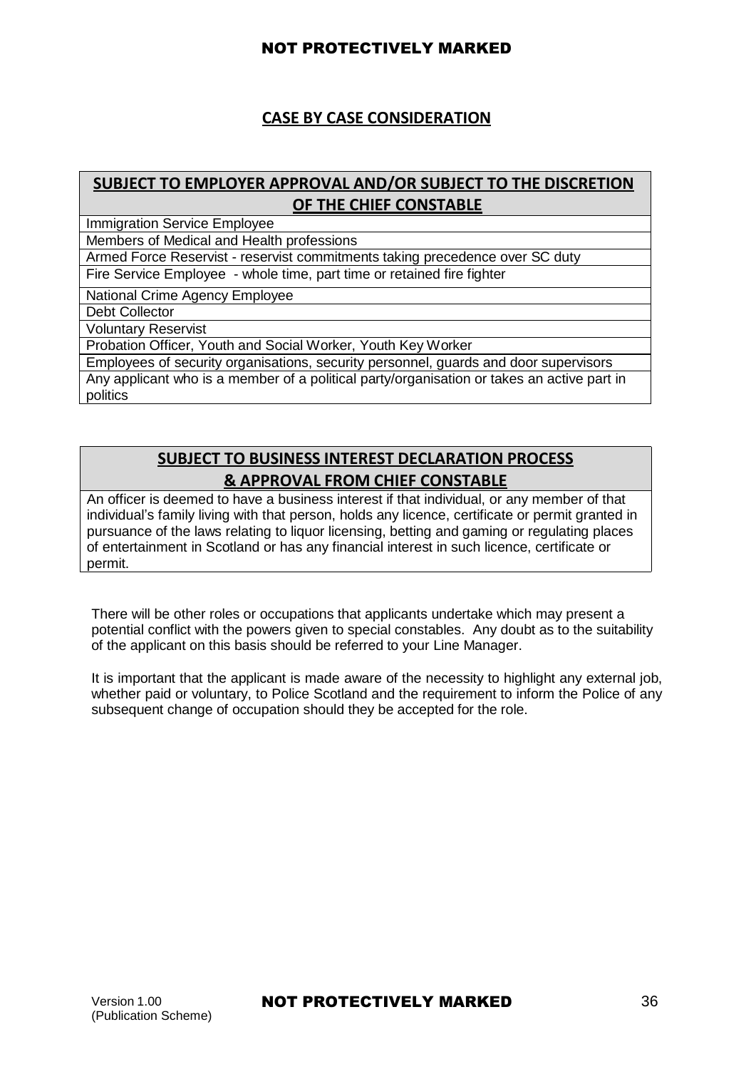## CASE BY CASE CONSIDERATION

| SUBJECT TO EMPLOYER APPROVAL AND/OR SUBJECT TO THE DISCRETION OF THE CHIEF CONSTABLE |
|---|
| Immigration Service Employee |
| Members of Medical and Health professions |
| Armed Force Reservist - reservist commitments taking precedence over SC duty |
| Fire Service Employee - whole time, part time or retained fire fighter |
| National Crime Agency Employee |
| Debt Collector |
| Voluntary Reservist |
| Probation Officer, Youth and Social Worker, Youth Key Worker |
| Employees of security organisations, security personnel, guards and door supervisors |
| Any applicant who is a member of a political party/organisation or takes an active part in politics |

| SUBJECT TO BUSINESS INTEREST DECLARATION PROCESS & APPROVAL FROM CHIEF CONSTABLE |
|---|
| An officer is deemed to have a business interest if that individual, or any member of that individual's family living with that person, holds any licence, certificate or permit granted in pursuance of the laws relating to liquor licensing, betting and gaming or regulating places of entertainment in Scotland or has any financial interest in such licence, certificate or permit. |

There will be other roles or occupations that applicants undertake which may present a potential conflict with the powers given to special constables. Any doubt as to the suitability of the applicant on this basis should be referred to your Line Manager.

It is important that the applicant is made aware of the necessity to highlight any external job, whether paid or voluntary, to Police Scotland and the requirement to inform the Police of any subsequent change of occupation should they be accepted for the role.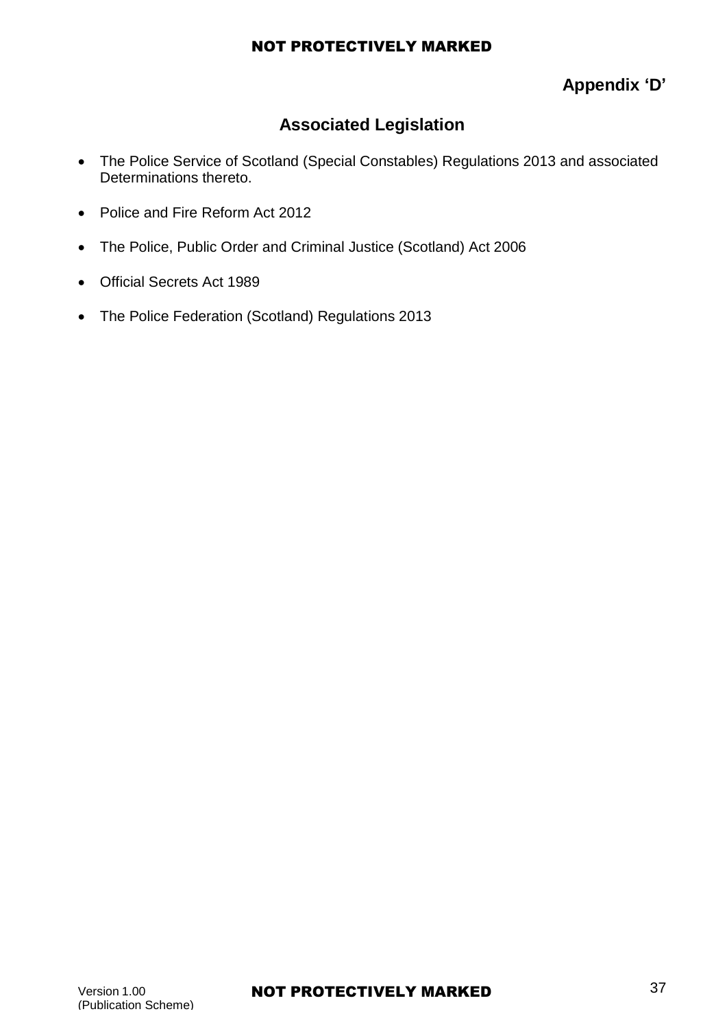**Appendix 'D'**

## Associated Legislation

- The Police Service of Scotland (Special Constables) Regulations 2013 and associated Determinations thereto.
- Police and Fire Reform Act 2012
- The Police, Public Order and Criminal Justice (Scotland) Act 2006
- Official Secrets Act 1989
- The Police Federation (Scotland) Regulations 2013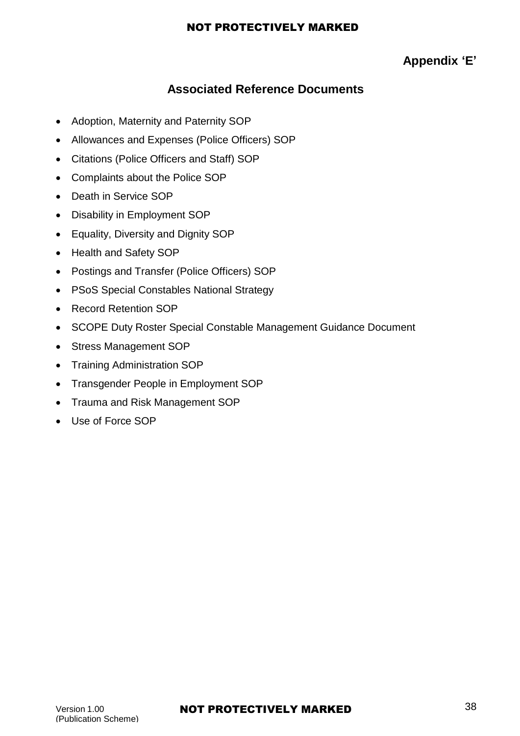**Appendix 'E'**

## Associated Reference Documents

- Adoption, Maternity and Paternity SOP
- Allowances and Expenses (Police Officers) SOP
- Citations (Police Officers and Staff) SOP
- Complaints about the Police SOP
- Death in Service SOP
- Disability in Employment SOP
- Equality, Diversity and Dignity SOP
- Health and Safety SOP
- Postings and Transfer (Police Officers) SOP
- PSoS Special Constables National Strategy
- Record Retention SOP
- SCOPE Duty Roster Special Constable Management Guidance Document
- Stress Management SOP
- Training Administration SOP
- Transgender People in Employment SOP
- Trauma and Risk Management SOP
- Use of Force SOP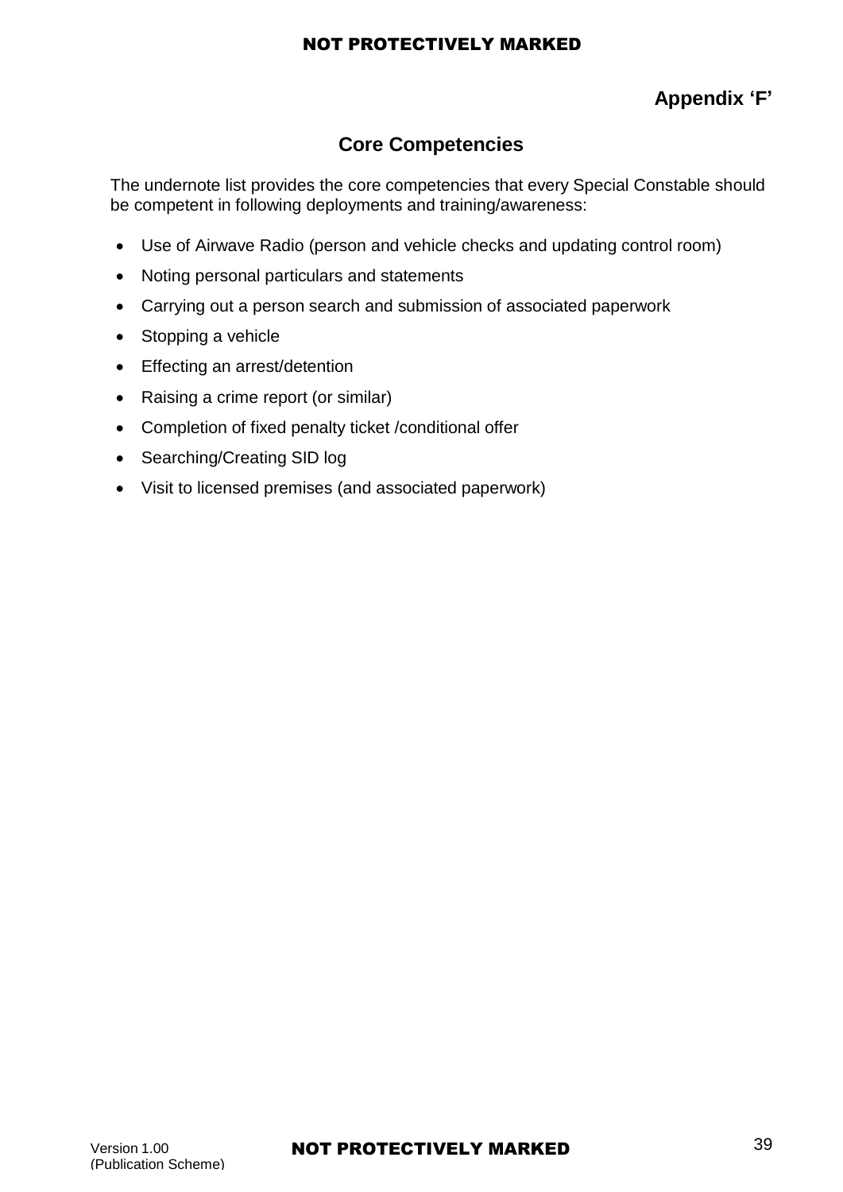**Appendix ‘F’**

## Core Competencies

The undernote list provides the core competencies that every Special Constable should be competent in following deployments and training/awareness:

- Use of Airwave Radio (person and vehicle checks and updating control room)
- Noting personal particulars and statements
- Carrying out a person search and submission of associated paperwork
- Stopping a vehicle
- Effecting an arrest/detention
- Raising a crime report (or similar)
- Completion of fixed penalty ticket /conditional offer
- Searching/Creating SID log
- Visit to licensed premises (and associated paperwork)